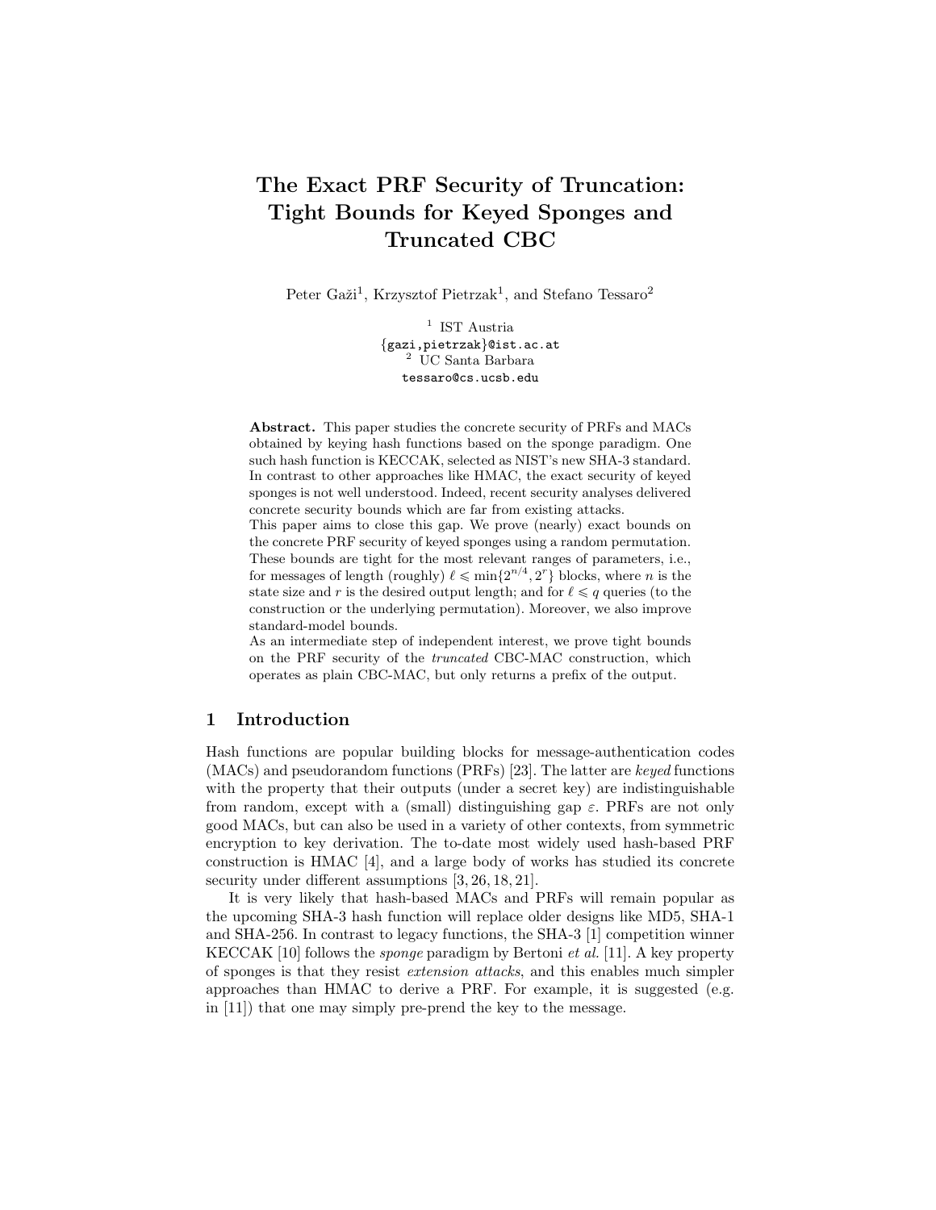# The Exact PRF Security of Truncation: Tight Bounds for Keyed Sponges and Truncated CBC

Peter Gaži[1], Krzysztof Pietrzak[1], and Stefano Tessaro[2]

[1] IST Austria
{gazi,pietrzak}@ist.ac.at
[2] UC Santa Barbara
tessaro@cs.ucsb.edu

**Abstract.** This paper studies the concrete security of PRFs and MACs obtained by keying hash functions based on the sponge paradigm. One such hash function is KECCAK, selected as NIST's new SHA-3 standard. In contrast to other approaches like HMAC, the exact security of keyed sponges is not well understood. Indeed, recent security analyses delivered concrete security bounds which are far from existing attacks.
This paper aims to close this gap. We prove (nearly) exact bounds on the concrete PRF security of keyed sponges using a random permutation. These bounds are tight for the most relevant ranges of parameters, i.e., for messages of length (roughly) $\ell \leqslant \min\{2^{n/4}, 2^r\}$ blocks, where $n$ is the state size and $r$ is the desired output length; and for $\ell \leqslant q$ queries (to the construction or the underlying permutation). Moreover, we also improve standard-model bounds.
As an intermediate step of independent interest, we prove tight bounds on the PRF security of the *truncated* CBC-MAC construction, which operates as plain CBC-MAC, but only returns a prefix of the output.

## 1 Introduction

Hash functions are popular building blocks for message-authentication codes (MACs) and pseudorandom functions (PRFs) [23]. The latter are *keyed* functions with the property that their outputs (under a secret key) are indistinguishable from random, except with a (small) distinguishing gap $\varepsilon$. PRFs are not only good MACs, but can also be used in a variety of other contexts, from symmetric encryption to key derivation. The to-date most widely used hash-based PRF construction is HMAC [4], and a large body of works has studied its concrete security under different assumptions [3, 26, 18, 21].

It is very likely that hash-based MACs and PRFs will remain popular as the upcoming SHA-3 hash function will replace older designs like MD5, SHA-1 and SHA-256. In contrast to legacy functions, the SHA-3 [1] competition winner KECCAK [10] follows the *sponge* paradigm by Bertoni *et al.* [11]. A key property of sponges is that they resist *extension attacks*, and this enables much simpler approaches than HMAC to derive a PRF. For example, it is suggested (e.g. in [11]) that one may simply pre-prend the key to the message.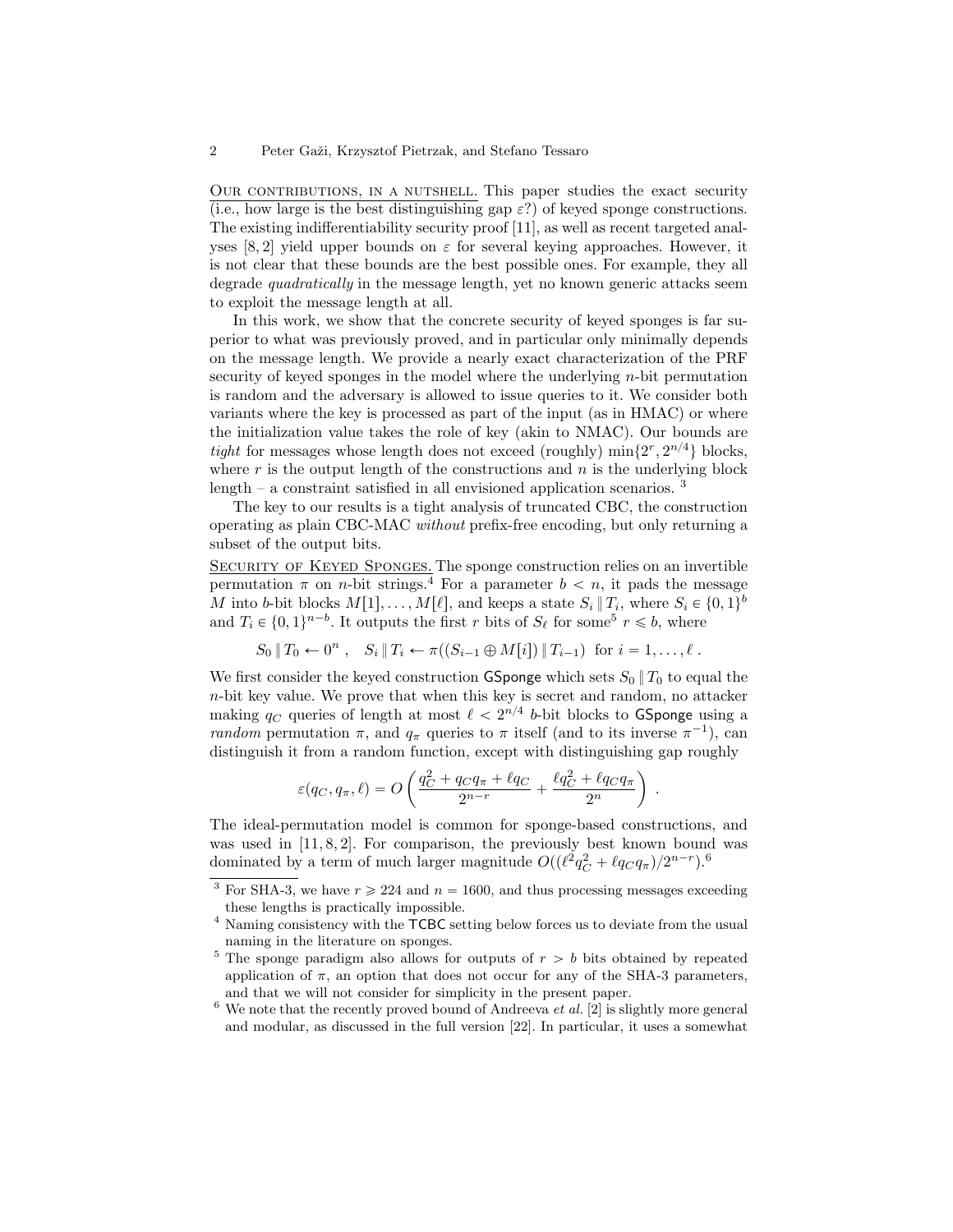Our contributions, in a nutshell. This paper studies the exact security (i.e., how large is the best distinguishing gap $\varepsilon$?) of keyed sponge constructions. The existing indifferentiability security proof [11], as well as recent targeted analyses [8, 2] yield upper bounds on $\varepsilon$ for several keying approaches. However, it is not clear that these bounds are the best possible ones. For example, they all degrade *quadratically* in the message length, yet no known generic attacks seem to exploit the message length at all.

In this work, we show that the concrete security of keyed sponges is far superior to what was previously proved, and in particular only minimally depends on the message length. We provide a nearly exact characterization of the PRF security of keyed sponges in the model where the underlying $n$-bit permutation is random and the adversary is allowed to issue queries to it. We consider both variants where the key is processed as part of the input (as in HMAC) or where the initialization value takes the role of key (akin to NMAC). Our bounds are *tight* for messages whose length does not exceed (roughly) $\min\{2^r, 2^{n/4}\}$ blocks, where $r$ is the output length of the constructions and $n$ is the underlying block length – a constraint satisfied in all envisioned application scenarios. [3]

The key to our results is a tight analysis of truncated CBC, the construction operating as plain CBC-MAC *without* prefix-free encoding, but only returning a subset of the output bits.

Security of Keyed Sponges. The sponge construction relies on an invertible permutation $\pi$ on $n$-bit strings.[4] For a parameter $b < n$, it pads the message $M$ into $b$-bit blocks $M[1], \ldots, M[\ell]$, and keeps a state $S_i \,\|\, T_i$, where $S_i \in \{0,1\}^b$ and $T_i \in \{0,1\}^{n-b}$. It outputs the first $r$ bits of $S_\ell$ for some[5] $r \leqslant b$, where

$$S_0 \,\|\, T_0 \leftarrow 0^n \ , \quad S_i \,\|\, T_i \leftarrow \pi((S_{i-1} \oplus M[i]) \,\|\, T_{i-1}) \ \text{ for } i = 1, \ldots, \ell \ .$$

We first consider the keyed construction GSponge which sets $S_0 \,\|\, T_0$ to equal the $n$-bit key value. We prove that when this key is secret and random, no attacker making $q_C$ queries of length at most $\ell < 2^{n/4}$ $b$-bit blocks to GSponge using a *random* permutation $\pi$, and $q_\pi$ queries to $\pi$ itself (and to its inverse $\pi^{-1}$), can distinguish it from a random function, except with distinguishing gap roughly

$$\varepsilon(q_C, q_\pi, \ell) = O\left(\frac{q_C^2 + q_C q_\pi + \ell q_C}{2^{n-r}} + \frac{\ell q_C^2 + \ell q_C q_\pi}{2^n}\right) \ .$$

The ideal-permutation model is common for sponge-based constructions, and was used in [11, 8, 2]. For comparison, the previously best known bound was dominated by a term of much larger magnitude $O((\ell^2 q_C^2 + \ell q_C q_\pi)/2^{n-r})$.[6]

---

[3] For SHA-3, we have $r \geqslant 224$ and $n = 1600$, and thus processing messages exceeding these lengths is practically impossible.

[4] Naming consistency with the TCBC setting below forces us to deviate from the usual naming in the literature on sponges.

[5] The sponge paradigm also allows for outputs of $r > b$ bits obtained by repeated application of $\pi$, an option that does not occur for any of the SHA-3 parameters, and that we will not consider for simplicity in the present paper.

[6] We note that the recently proved bound of Andreeva *et al.* [2] is slightly more general and modular, as discussed in the full version [22]. In particular, it uses a somewhat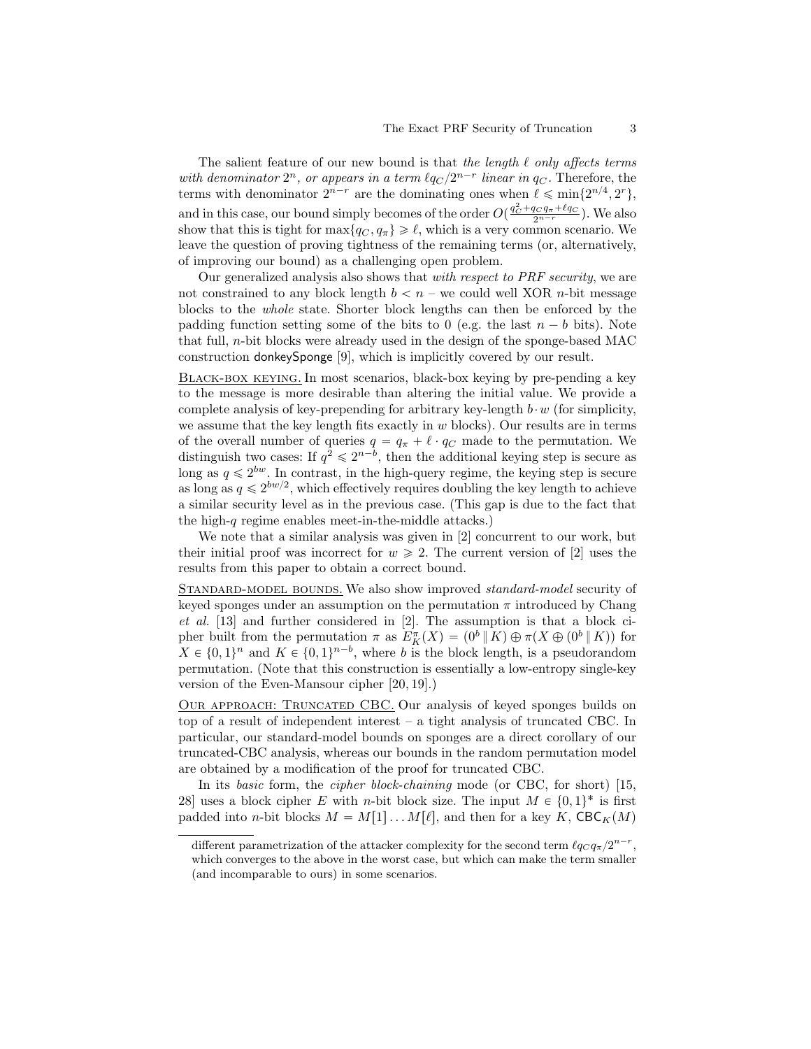The salient feature of our new bound is that *the length $\ell$ only affects terms with denominator $2^n$, or appears in a term $\ell q_C / 2^{n-r}$ linear in $q_C$*. Therefore, the terms with denominator $2^{n-r}$ are the dominating ones when $\ell \leqslant \min\{2^{n/4}, 2^r\}$, and in this case, our bound simply becomes of the order $O(\frac{q_C^2 + q_C q_\pi + \ell q_C}{2^{n-r}})$. We also show that this is tight for $\max\{q_C, q_\pi\} \geqslant \ell$, which is a very common scenario. We leave the question of proving tightness of the remaining terms (or, alternatively, of improving our bound) as a challenging open problem.

Our generalized analysis also shows that *with respect to PRF security*, we are not constrained to any block length $b < n$ – we could well XOR $n$-bit message blocks to the *whole* state. Shorter block lengths can then be enforced by the padding function setting some of the bits to 0 (e.g. the last $n - b$ bits). Note that full, $n$-bit blocks were already used in the design of the sponge-based MAC construction donkeySponge [9], which is implicitly covered by our result.

<u>Black-box keying.</u> In most scenarios, black-box keying by pre-pending a key to the message is more desirable than altering the initial value. We provide a complete analysis of key-prepending for arbitrary key-length $b \cdot w$ (for simplicity, we assume that the key length fits exactly in $w$ blocks). Our results are in terms of the overall number of queries $q = q_\pi + \ell \cdot q_C$ made to the permutation. We distinguish two cases: If $q^2 \leqslant 2^{n-b}$, then the additional keying step is secure as long as $q \leqslant 2^{bw}$. In contrast, in the high-query regime, the keying step is secure as long as $q \leqslant 2^{bw/2}$, which effectively requires doubling the key length to achieve a similar security level as in the previous case. (This gap is due to the fact that the high-$q$ regime enables meet-in-the-middle attacks.)

We note that a similar analysis was given in [2] concurrent to our work, but their initial proof was incorrect for $w \geqslant 2$. The current version of [2] uses the results from this paper to obtain a correct bound.

<u>Standard-model bounds.</u> We also show improved *standard-model* security of keyed sponges under an assumption on the permutation $\pi$ introduced by Chang *et al.* [13] and further considered in [2]. The assumption is that a block cipher built from the permutation $\pi$ as $E_K^\pi(X) = (0^b \,\|\, K) \oplus \pi(X \oplus (0^b \,\|\, K))$ for $X \in \{0,1\}^n$ and $K \in \{0,1\}^{n-b}$, where $b$ is the block length, is a pseudorandom permutation. (Note that this construction is essentially a low-entropy single-key version of the Even-Mansour cipher [20, 19].)

<u>Our approach: Truncated CBC.</u> Our analysis of keyed sponges builds on top of a result of independent interest – a tight analysis of truncated CBC. In particular, our standard-model bounds on sponges are a direct corollary of our truncated-CBC analysis, whereas our bounds in the random permutation model are obtained by a modification of the proof for truncated CBC.

In its *basic* form, the *cipher block-chaining* mode (or CBC, for short) [15, 28] uses a block cipher $E$ with $n$-bit block size. The input $M \in \{0,1\}^*$ is first padded into $n$-bit blocks $M = M[1] \ldots M[\ell]$, and then for a key $K$, $\mathsf{CBC}_K(M)$

different parametrization of the attacker complexity for the second term $\ell q_C q_\pi / 2^{n-r}$, which converges to the above in the worst case, but which can make the term smaller (and incomparable to ours) in some scenarios.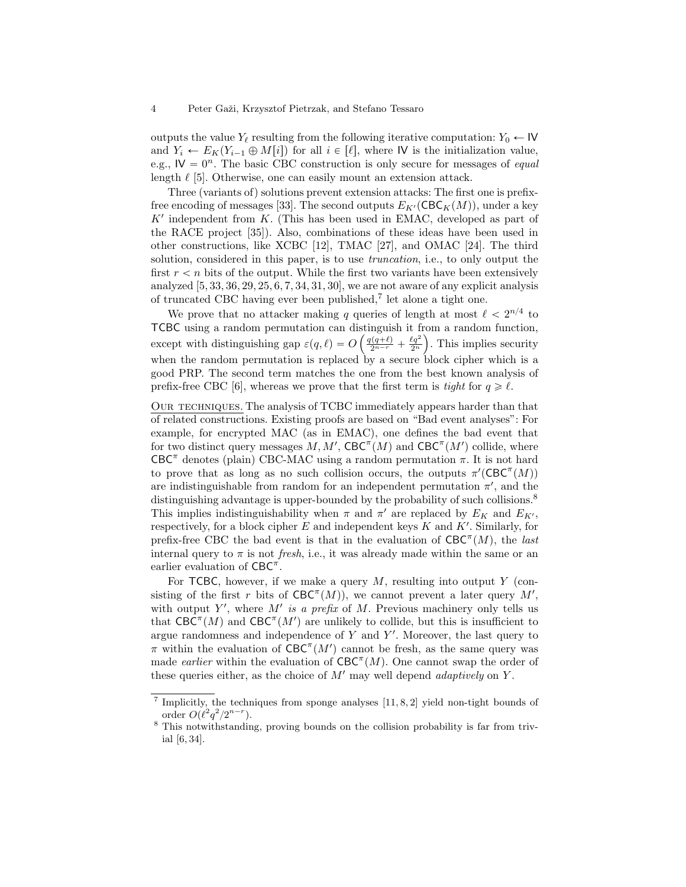outputs the value $Y_\ell$ resulting from the following iterative computation: $Y_0 \leftarrow \mathsf{IV}$ and $Y_i \leftarrow E_K(Y_{i-1} \oplus M[i])$ for all $i \in [\ell]$, where $\mathsf{IV}$ is the initialization value, e.g., $\mathsf{IV} = 0^n$. The basic CBC construction is only secure for messages of *equal* length $\ell$ [5]. Otherwise, one can easily mount an extension attack.

Three (variants of) solutions prevent extension attacks: The first one is prefix-free encoding of messages [33]. The second outputs $E_{K'}(\mathsf{CBC}_K(M))$, under a key $K'$ independent from $K$. (This has been used in EMAC, developed as part of the RACE project [35]). Also, combinations of these ideas have been used in other constructions, like XCBC [12], TMAC [27], and OMAC [24]. The third solution, considered in this paper, is to use *truncation*, i.e., to only output the first $r < n$ bits of the output. While the first two variants have been extensively analyzed [5, 33, 36, 29, 25, 6, 7, 34, 31, 30], we are not aware of any explicit analysis of truncated CBC having ever been published,[7] let alone a tight one.

We prove that no attacker making $q$ queries of length at most $\ell < 2^{n/4}$ to $\mathsf{TCBC}$ using a random permutation can distinguish it from a random function, except with distinguishing gap $\varepsilon(q, \ell) = O\left(\frac{q(q+\ell)}{2^{n-r}} + \frac{\ell q^2}{2^n}\right)$. This implies security when the random permutation is replaced by a secure block cipher which is a good PRP. The second term matches the one from the best known analysis of prefix-free CBC [6], whereas we prove that the first term is *tight* for $q \geqslant \ell$.

<u>Our techniques.</u> The analysis of TCBC immediately appears harder than that of related constructions. Existing proofs are based on "Bad event analyses": For example, for encrypted MAC (as in EMAC), one defines the bad event that for two distinct query messages $M, M'$, $\mathsf{CBC}^\pi(M)$ and $\mathsf{CBC}^\pi(M')$ collide, where $\mathsf{CBC}^\pi$ denotes (plain) CBC-MAC using a random permutation $\pi$. It is not hard to prove that as long as no such collision occurs, the outputs $\pi'(\mathsf{CBC}^\pi(M))$ are indistinguishable from random for an independent permutation $\pi'$, and the distinguishing advantage is upper-bounded by the probability of such collisions.[8] This implies indistinguishability when $\pi$ and $\pi'$ are replaced by $E_K$ and $E_{K'}$, respectively, for a block cipher $E$ and independent keys $K$ and $K'$. Similarly, for prefix-free CBC the bad event is that in the evaluation of $\mathsf{CBC}^\pi(M)$, the *last* internal query to $\pi$ is not *fresh*, i.e., it was already made within the same or an earlier evaluation of $\mathsf{CBC}^\pi$.

For $\mathsf{TCBC}$, however, if we make a query $M$, resulting into output $Y$ (consisting of the first $r$ bits of $\mathsf{CBC}^\pi(M)$), we cannot prevent a later query $M'$, with output $Y'$, where $M'$ *is a prefix* of $M$. Previous machinery only tells us that $\mathsf{CBC}^\pi(M)$ and $\mathsf{CBC}^\pi(M')$ are unlikely to collide, but this is insufficient to argue randomness and independence of $Y$ and $Y'$. Moreover, the last query to $\pi$ within the evaluation of $\mathsf{CBC}^\pi(M')$ cannot be fresh, as the same query was made *earlier* within the evaluation of $\mathsf{CBC}^\pi(M)$. One cannot swap the order of these queries either, as the choice of $M'$ may well depend *adaptively* on $Y$.

---

[7] Implicitly, the techniques from sponge analyses [11, 8, 2] yield non-tight bounds of order $O(\ell^2 q^2/2^{n-r})$.

[8] This notwithstanding, proving bounds on the collision probability is far from trivial [6, 34].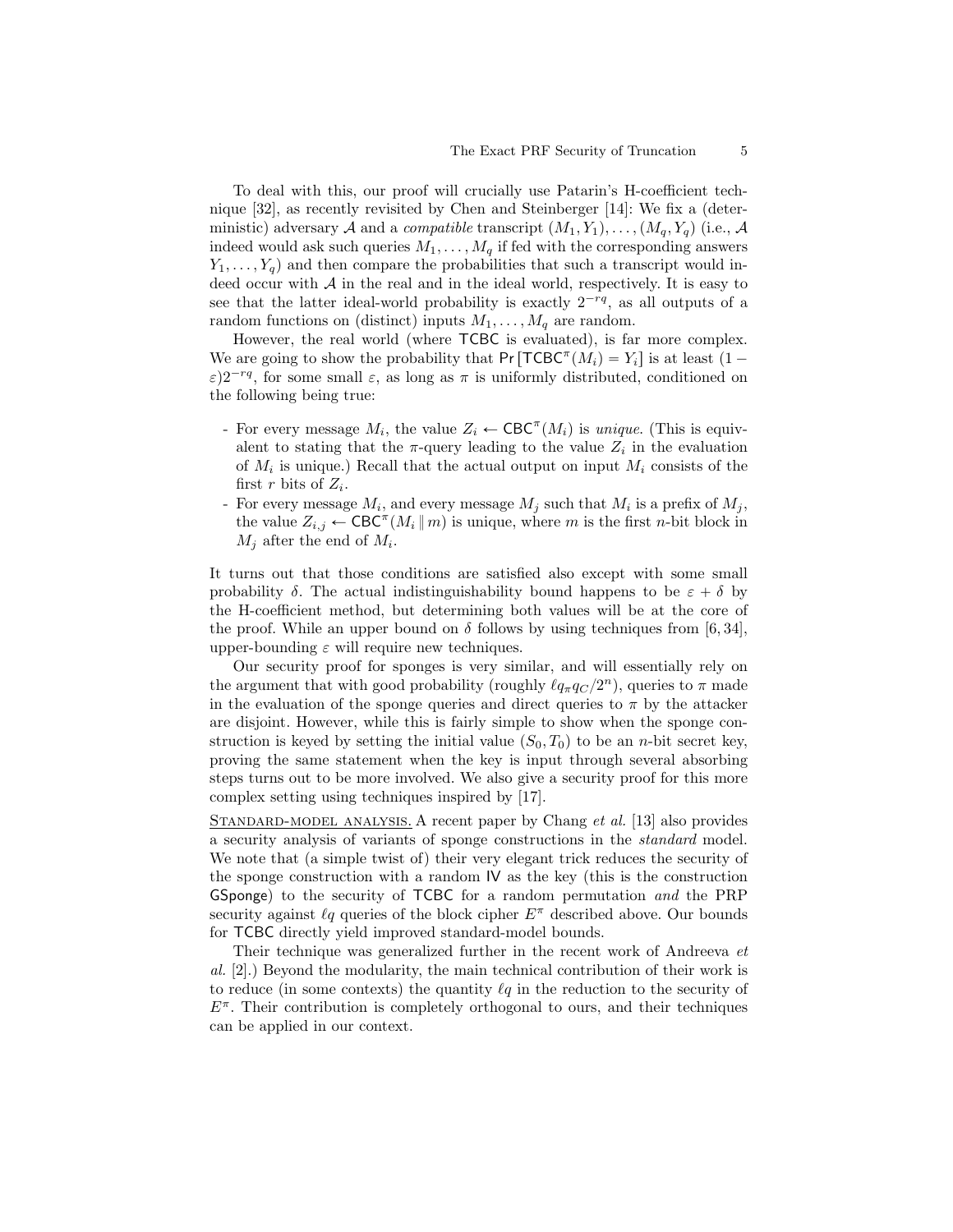To deal with this, our proof will crucially use Patarin's H-coefficient technique [32], as recently revisited by Chen and Steinberger [14]: We fix a (deterministic) adversary $\mathcal{A}$ and a *compatible* transcript $(M_1, Y_1), \ldots, (M_q, Y_q)$ (i.e., $\mathcal{A}$ indeed would ask such queries $M_1, \ldots, M_q$ if fed with the corresponding answers $Y_1, \ldots, Y_q$) and then compare the probabilities that such a transcript would indeed occur with $\mathcal{A}$ in the real and in the ideal world, respectively. It is easy to see that the latter ideal-world probability is exactly $2^{-rq}$, as all outputs of a random functions on (distinct) inputs $M_1, \ldots, M_q$ are random.

However, the real world (where $\mathsf{TCBC}$ is evaluated), is far more complex. We are going to show the probability that $\Pr[\mathsf{TCBC}^{\pi}(M_i) = Y_i]$ is at least $(1 - \varepsilon)2^{-rq}$, for some small $\varepsilon$, as long as $\pi$ is uniformly distributed, conditioned on the following being true:

- For every message $M_i$, the value $Z_i \leftarrow \mathsf{CBC}^{\pi}(M_i)$ is *unique*. (This is equivalent to stating that the $\pi$-query leading to the value $Z_i$ in the evaluation of $M_i$ is unique.) Recall that the actual output on input $M_i$ consists of the first $r$ bits of $Z_i$.
- For every message $M_i$, and every message $M_j$ such that $M_i$ is a prefix of $M_j$, the value $Z_{i,j} \leftarrow \mathsf{CBC}^{\pi}(M_i \,\|\, m)$ is unique, where $m$ is the first $n$-bit block in $M_j$ after the end of $M_i$.

It turns out that those conditions are satisfied also except with some small probability $\delta$. The actual indistinguishability bound happens to be $\varepsilon + \delta$ by the H-coefficient method, but determining both values will be at the core of the proof. While an upper bound on $\delta$ follows by using techniques from [6, 34], upper-bounding $\varepsilon$ will require new techniques.

Our security proof for sponges is very similar, and will essentially rely on the argument that with good probability (roughly $\ell q_\pi q_C/2^n$), queries to $\pi$ made in the evaluation of the sponge queries and direct queries to $\pi$ by the attacker are disjoint. However, while this is fairly simple to show when the sponge construction is keyed by setting the initial value $(S_0, T_0)$ to be an $n$-bit secret key, proving the same statement when the key is input through several absorbing steps turns out to be more involved. We also give a security proof for this more complex setting using techniques inspired by [17].

<u>STANDARD-MODEL ANALYSIS.</u> A recent paper by Chang *et al.* [13] also provides a security analysis of variants of sponge constructions in the *standard* model. We note that (a simple twist of) their very elegant trick reduces the security of the sponge construction with a random $\mathsf{IV}$ as the key (this is the construction $\mathsf{GSponge}$) to the security of $\mathsf{TCBC}$ for a random permutation *and* the PRP security against $\ell q$ queries of the block cipher $E^{\pi}$ described above. Our bounds for $\mathsf{TCBC}$ directly yield improved standard-model bounds.

Their technique was generalized further in the recent work of Andreeva *et al.* [2].) Beyond the modularity, the main technical contribution of their work is to reduce (in some contexts) the quantity $\ell q$ in the reduction to the security of $E^{\pi}$. Their contribution is completely orthogonal to ours, and their techniques can be applied in our context.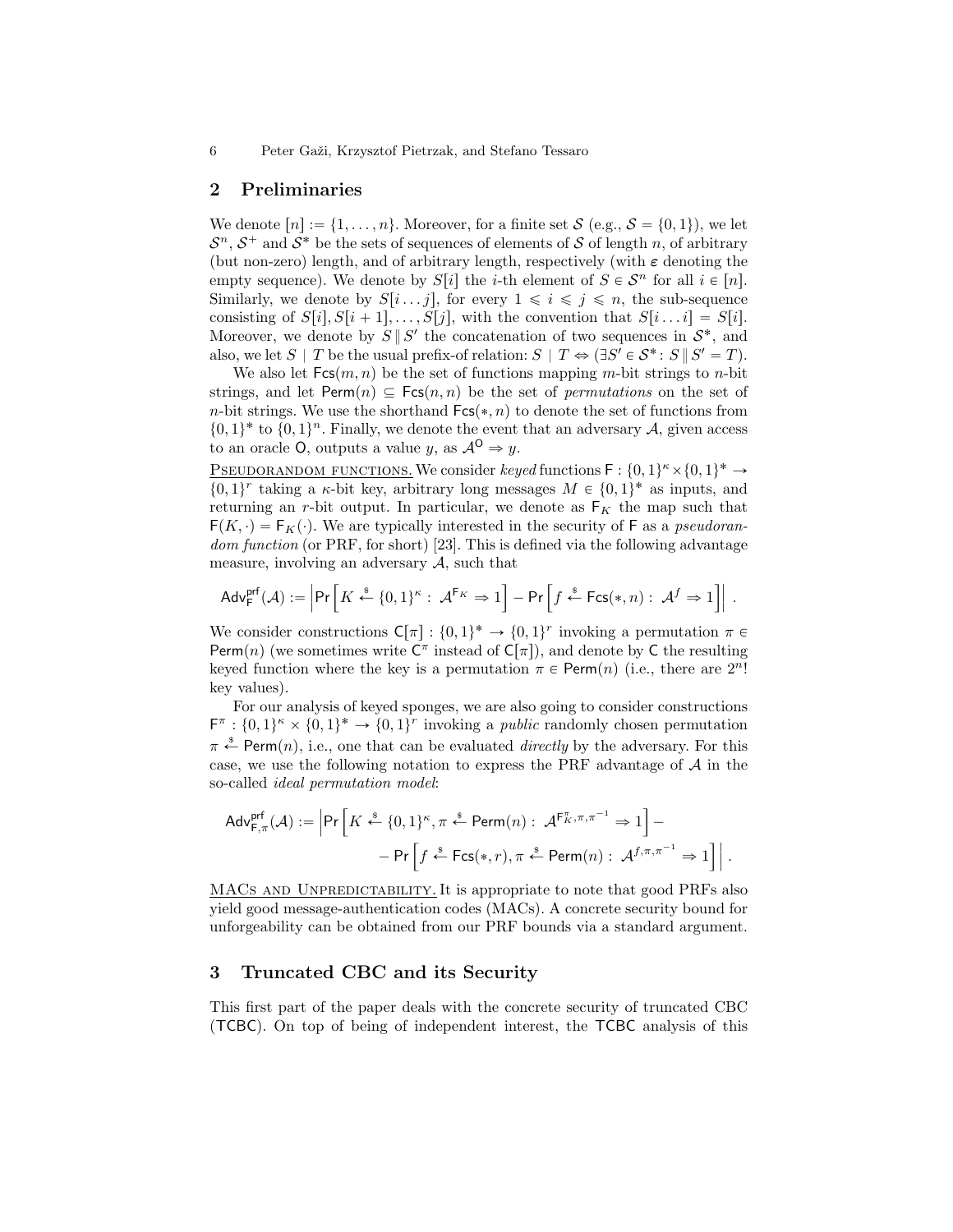## 2 Preliminaries

We denote $[n] := \{1, \ldots, n\}$. Moreover, for a finite set $\mathcal{S}$ (e.g., $\mathcal{S} = \{0,1\}$), we let $\mathcal{S}^n$, $\mathcal{S}^+$ and $\mathcal{S}^*$ be the sets of sequences of elements of $\mathcal{S}$ of length $n$, of arbitrary (but non-zero) length, and of arbitrary length, respectively (with $\varepsilon$ denoting the empty sequence). We denote by $S[i]$ the $i$-th element of $S \in \mathcal{S}^n$ for all $i \in [n]$. Similarly, we denote by $S[i \ldots j]$, for every $1 \leqslant i \leqslant j \leqslant n$, the sub-sequence consisting of $S[i], S[i+1], \ldots, S[j]$, with the convention that $S[i \ldots i] = S[i]$. Moreover, we denote by $S \,\|\, S'$ the concatenation of two sequences in $\mathcal{S}^*$, and also, we let $S \mid T$ be the usual prefix-of relation: $S \mid T \Leftrightarrow (\exists S' \in \mathcal{S}^* \colon S \,\|\, S' = T)$.

We also let $\mathsf{Fcs}(m,n)$ be the set of functions mapping $m$-bit strings to $n$-bit strings, and let $\mathsf{Perm}(n) \subseteq \mathsf{Fcs}(n,n)$ be the set of *permutations* on the set of $n$-bit strings. We use the shorthand $\mathsf{Fcs}(*,n)$ to denote the set of functions from $\{0,1\}^*$ to $\{0,1\}^n$. Finally, we denote the event that an adversary $\mathcal{A}$, given access to an oracle $\mathsf{O}$, outputs a value $y$, as $\mathcal{A}^{\mathsf{O}} \Rightarrow y$.

<u>Pseudorandom functions.</u> We consider *keyed* functions $\mathsf{F} : \{0,1\}^\kappa \times \{0,1\}^* \to \{0,1\}^r$ taking a $\kappa$-bit key, arbitrary long messages $M \in \{0,1\}^*$ as inputs, and returning an $r$-bit output. In particular, we denote as $\mathsf{F}_K$ the map such that $\mathsf{F}(K, \cdot) = \mathsf{F}_K(\cdot)$. We are typically interested in the security of $\mathsf{F}$ as a *pseudorandom function* (or PRF, for short) [23]. This is defined via the following advantage measure, involving an adversary $\mathcal{A}$, such that

$$\mathsf{Adv}^{\mathsf{prf}}_{\mathsf{F}}(\mathcal{A}) := \left| \Pr\left[ K \xleftarrow{\$} \{0,1\}^\kappa : \ \mathcal{A}^{\mathsf{F}_K} \Rightarrow 1 \right] - \Pr\left[ f \xleftarrow{\$} \mathsf{Fcs}(*, n) : \ \mathcal{A}^{f} \Rightarrow 1 \right] \right| .$$

We consider constructions $\mathsf{C}[\pi] : \{0,1\}^* \to \{0,1\}^r$ invoking a permutation $\pi \in \mathsf{Perm}(n)$ (we sometimes write $\mathsf{C}^\pi$ instead of $\mathsf{C}[\pi]$), and denote by $\mathsf{C}$ the resulting keyed function where the key is a permutation $\pi \in \mathsf{Perm}(n)$ (i.e., there are $2^n!$ key values).

For our analysis of keyed sponges, we are also going to consider constructions $\mathsf{F}^\pi : \{0,1\}^\kappa \times \{0,1\}^* \to \{0,1\}^r$ invoking a *public* randomly chosen permutation $\pi \xleftarrow{\$} \mathsf{Perm}(n)$, i.e., one that can be evaluated *directly* by the adversary. For this case, we use the following notation to express the PRF advantage of $\mathcal{A}$ in the so-called *ideal permutation model*:

$$\mathsf{Adv}^{\mathsf{prf}}_{\mathsf{F},\pi}(\mathcal{A}) := \Big| \Pr\left[ K \xleftarrow{\$} \{0,1\}^\kappa, \pi \xleftarrow{\$} \mathsf{Perm}(n) : \ \mathcal{A}^{\mathsf{F}^\pi_K, \pi, \pi^{-1}} \Rightarrow 1 \right] - $$
$$- \Pr\left[ f \xleftarrow{\$} \mathsf{Fcs}(*, r), \pi \xleftarrow{\$} \mathsf{Perm}(n) : \ \mathcal{A}^{f, \pi, \pi^{-1}} \Rightarrow 1 \right] \Big| .$$

<u>MACs and Unpredictability.</u> It is appropriate to note that good PRFs also yield good message-authentication codes (MACs). A concrete security bound for unforgeability can be obtained from our PRF bounds via a standard argument.

## 3 Truncated CBC and its Security

This first part of the paper deals with the concrete security of truncated CBC ($\mathsf{TCBC}$). On top of being of independent interest, the $\mathsf{TCBC}$ analysis of this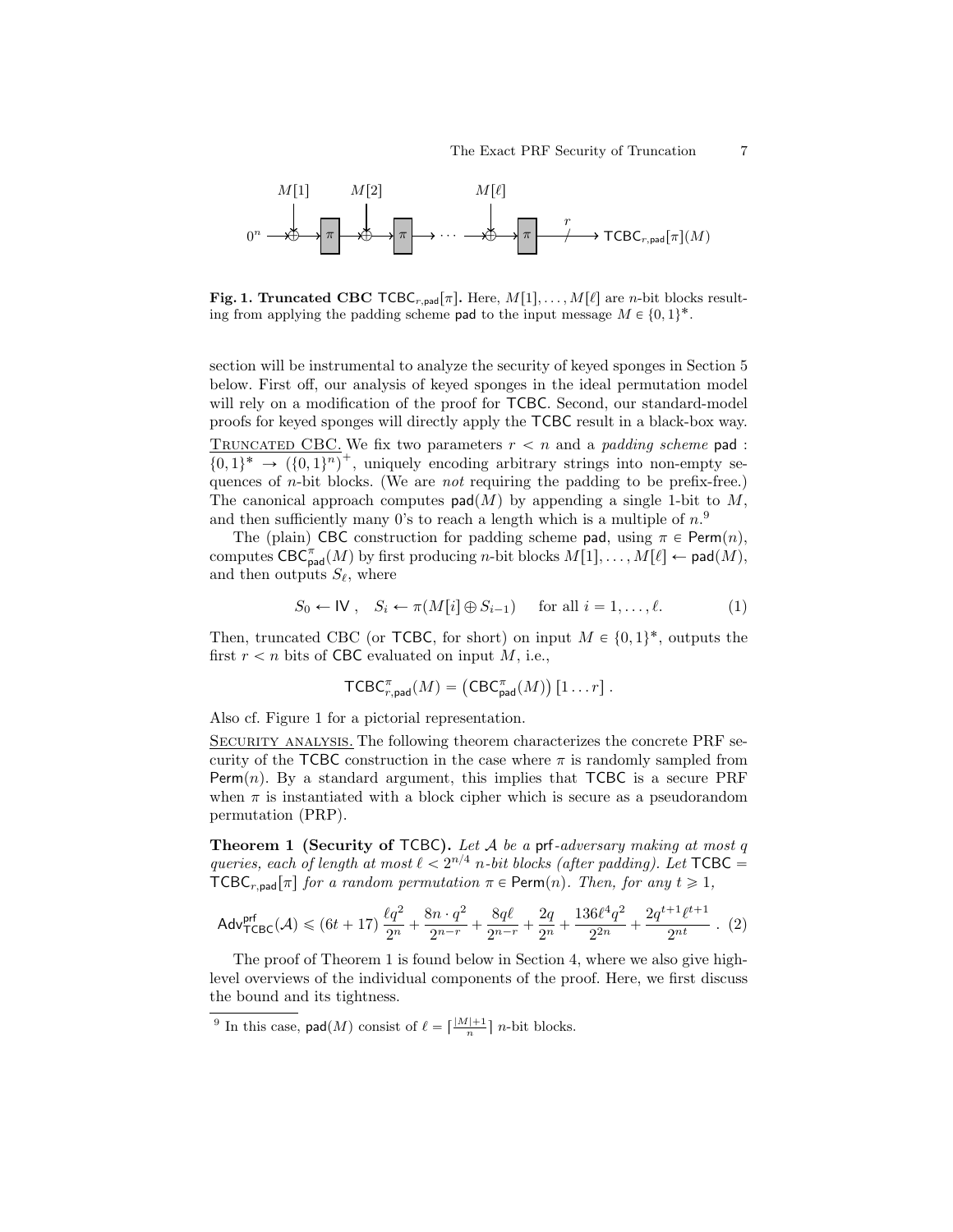**Fig. 1. Truncated CBC** $\mathsf{TCBC}_{r,\mathsf{pad}}[\pi]$**.** Here, $M[1], \ldots, M[\ell]$ are $n$-bit blocks resulting from applying the padding scheme $\mathsf{pad}$ to the input message $M \in \{0,1\}^*$.

section will be instrumental to analyze the security of keyed sponges in Section 5 below. First off, our analysis of keyed sponges in the ideal permutation model will rely on a modification of the proof for $\mathsf{TCBC}$. Second, our standard-model proofs for keyed sponges will directly apply the $\mathsf{TCBC}$ result in a black-box way.

<u>TRUNCATED CBC.</u> We fix two parameters $r < n$ and a *padding scheme* $\mathsf{pad} : \{0,1\}^* \to (\{0,1\}^n)^+$, uniquely encoding arbitrary strings into non-empty sequences of $n$-bit blocks. (We are *not* requiring the padding to be prefix-free.) The canonical approach computes $\mathsf{pad}(M)$ by appending a single 1-bit to $M$, and then sufficiently many 0's to reach a length which is a multiple of $n$.[9]

The (plain) $\mathsf{CBC}$ construction for padding scheme $\mathsf{pad}$, using $\pi \in \mathsf{Perm}(n)$, computes $\mathsf{CBC}^{\pi}_{\mathsf{pad}}(M)$ by first producing $n$-bit blocks $M[1], \ldots, M[\ell] \leftarrow \mathsf{pad}(M)$, and then outputs $S_\ell$, where

$$S_0 \leftarrow \mathsf{IV}\ , \quad S_i \leftarrow \pi(M[i] \oplus S_{i-1}) \quad \text{ for all } i = 1, \ldots, \ell. \tag{1}$$

Then, truncated CBC (or $\mathsf{TCBC}$, for short) on input $M \in \{0,1\}^*$, outputs the first $r < n$ bits of $\mathsf{CBC}$ evaluated on input $M$, i.e.,

$$\mathsf{TCBC}^{\pi}_{r,\mathsf{pad}}(M) = \left(\mathsf{CBC}^{\pi}_{\mathsf{pad}}(M)\right)[1 \ldots r]\ .$$

Also cf. Figure 1 for a pictorial representation.

<u>SECURITY ANALYSIS.</u> The following theorem characterizes the concrete PRF security of the $\mathsf{TCBC}$ construction in the case where $\pi$ is randomly sampled from $\mathsf{Perm}(n)$. By a standard argument, this implies that $\mathsf{TCBC}$ is a secure PRF when $\pi$ is instantiated with a block cipher which is secure as a pseudorandom permutation (PRP).

**Theorem 1 (Security of** $\mathsf{TCBC}$**).** *Let $\mathcal{A}$ be a* $\mathsf{prf}$*-adversary making at most $q$ queries, each of length at most $\ell < 2^{n/4}$ $n$-bit blocks (after padding). Let $\mathsf{TCBC} = \mathsf{TCBC}_{r,\mathsf{pad}}[\pi]$ for a random permutation $\pi \in \mathsf{Perm}(n)$. Then, for any $t \geqslant 1$,*

$$\mathsf{Adv}^{\mathsf{prf}}_{\mathsf{TCBC}}(\mathcal{A}) \leqslant (6t + 17)\,\frac{\ell q^2}{2^n} + \frac{8n \cdot q^2}{2^{n-r}} + \frac{8q\ell}{2^{n-r}} + \frac{2q}{2^n} + \frac{136\ell^4 q^2}{2^{2n}} + \frac{2q^{t+1}\ell^{t+1}}{2^{nt}}\ . \tag{2}$$

The proof of Theorem 1 is found below in Section 4, where we also give high-level overviews of the individual components of the proof. Here, we first discuss the bound and its tightness.

[9] In this case, $\mathsf{pad}(M)$ consist of $\ell = \lceil \frac{|M|+1}{n} \rceil$ $n$-bit blocks.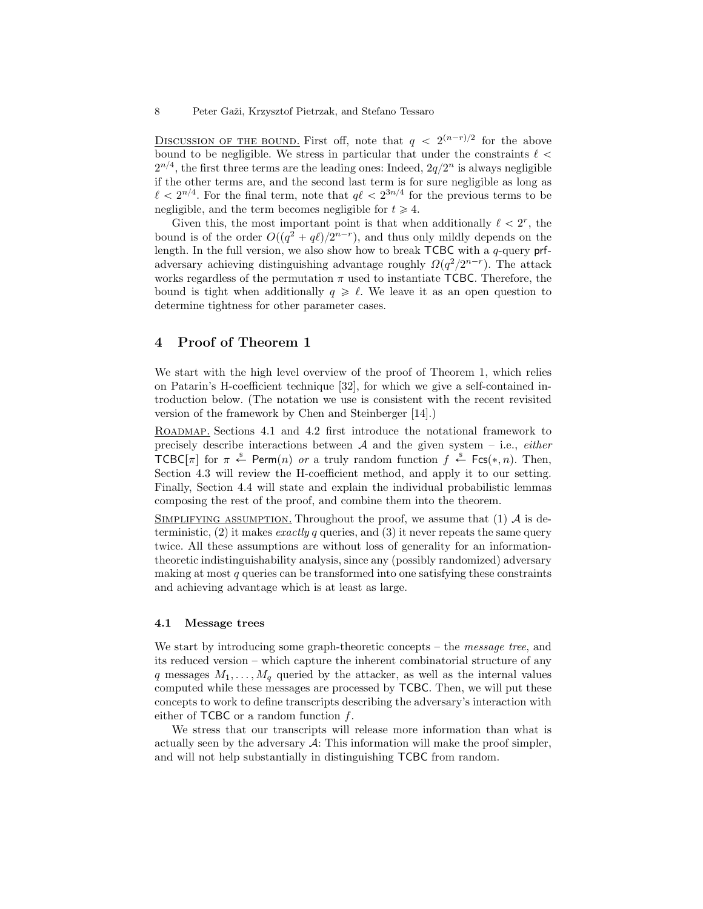Discussion of the bound. First off, note that $q < 2^{(n-r)/2}$ for the above bound to be negligible. We stress in particular that under the constraints $\ell < 2^{n/4}$, the first three terms are the leading ones: Indeed, $2q/2^n$ is always negligible if the other terms are, and the second last term is for sure negligible as long as $\ell < 2^{n/4}$. For the final term, note that $q\ell < 2^{3n/4}$ for the previous terms to be negligible, and the term becomes negligible for $t \geqslant 4$.

Given this, the most important point is that when additionally $\ell < 2^r$, the bound is of the order $O((q^2 + q\ell)/2^{n-r})$, and thus only mildly depends on the length. In the full version, we also show how to break $\mathsf{TCBC}$ with a $q$-query $\mathsf{prf}$-adversary achieving distinguishing advantage roughly $\Omega(q^2/2^{n-r})$. The attack works regardless of the permutation $\pi$ used to instantiate $\mathsf{TCBC}$. Therefore, the bound is tight when additionally $q \geqslant \ell$. We leave it as an open question to determine tightness for other parameter cases.

# 4 Proof of Theorem 1

We start with the high level overview of the proof of Theorem 1, which relies on Patarin's H-coefficient technique [32], for which we give a self-contained introduction below. (The notation we use is consistent with the recent revisited version of the framework by Chen and Steinberger [14].)

Roadmap. Sections 4.1 and 4.2 first introduce the notational framework to precisely describe interactions between $\mathcal{A}$ and the given system – i.e., *either* $\mathsf{TCBC}[\pi]$ for $\pi \xleftarrow{\$} \mathsf{Perm}(n)$ *or* a truly random function $f \xleftarrow{\$} \mathsf{Fcs}(*, n)$. Then, Section 4.3 will review the H-coefficient method, and apply it to our setting. Finally, Section 4.4 will state and explain the individual probabilistic lemmas composing the rest of the proof, and combine them into the theorem.

Simplifying assumption. Throughout the proof, we assume that (1) $\mathcal{A}$ is deterministic, (2) it makes *exactly* $q$ queries, and (3) it never repeats the same query twice. All these assumptions are without loss of generality for an information-theoretic indistinguishability analysis, since any (possibly randomized) adversary making at most $q$ queries can be transformed into one satisfying these constraints and achieving advantage which is at least as large.

## 4.1 Message trees

We start by introducing some graph-theoretic concepts – the *message tree*, and its reduced version – which capture the inherent combinatorial structure of any $q$ messages $M_1, \ldots, M_q$ queried by the attacker, as well as the internal values computed while these messages are processed by $\mathsf{TCBC}$. Then, we will put these concepts to work to define transcripts describing the adversary's interaction with either of $\mathsf{TCBC}$ or a random function $f$.

We stress that our transcripts will release more information than what is actually seen by the adversary $\mathcal{A}$: This information will make the proof simpler, and will not help substantially in distinguishing $\mathsf{TCBC}$ from random.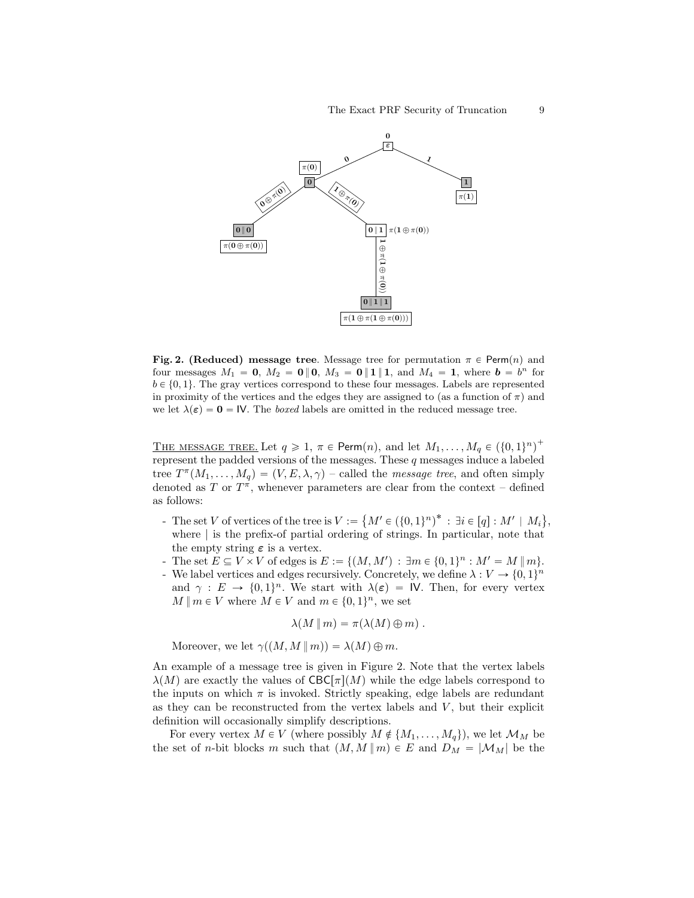**Fig. 2. (Reduced) message tree**. Message tree for permutation $\pi \in \mathsf{Perm}(n)$ and four messages $M_1 = \mathbf{0}$, $M_2 = \mathbf{0} \,\|\, \mathbf{0}$, $M_3 = \mathbf{0} \,\|\, \mathbf{1} \,\|\, \mathbf{1}$, and $M_4 = \mathbf{1}$, where $\boldsymbol{b} = b^n$ for $b \in \{0, 1\}$. The gray vertices correspond to these four messages. Labels are represented in proximity of the vertices and the edges they are assigned to (as a function of $\pi$) and we let $\lambda(\boldsymbol{\varepsilon}) = \mathbf{0} = \mathsf{IV}$. The *boxed* labels are omitted in the reduced message tree.

THE MESSAGE TREE. Let $q \geqslant 1$, $\pi \in \mathsf{Perm}(n)$, and let $M_1, \ldots, M_q \in (\{0,1\}^n)^+$ represent the padded versions of the messages. These $q$ messages induce a labeled tree $T^\pi(M_1, \ldots, M_q) = (V, E, \lambda, \gamma)$ – called the *message tree*, and often simply denoted as $T$ or $T^\pi$, whenever parameters are clear from the context – defined as follows:

- The set $V$ of vertices of the tree is $V := \{M' \in (\{0,1\}^n)^* \,:\, \exists i \in [q] : M' \mid M_i\}$, where $\mid$ is the prefix-of partial ordering of strings. In particular, note that the empty string $\boldsymbol{\varepsilon}$ is a vertex.
- The set $E \subseteq V \times V$ of edges is $E := \{(M, M') \,:\, \exists m \in \{0,1\}^n : M' = M \,\|\, m\}$.
- We label vertices and edges recursively. Concretely, we define $\lambda : V \to \{0,1\}^n$ and $\gamma : E \to \{0,1\}^n$. We start with $\lambda(\boldsymbol{\varepsilon}) = \mathsf{IV}$. Then, for every vertex $M \,\|\, m \in V$ where $M \in V$ and $m \in \{0,1\}^n$, we set

$$\lambda(M \,\|\, m) = \pi(\lambda(M) \oplus m) \,.$$

  Moreover, we let $\gamma((M, M \,\|\, m)) = \lambda(M) \oplus m$.

An example of a message tree is given in Figure 2. Note that the vertex labels $\lambda(M)$ are exactly the values of $\mathsf{CBC}[\pi](M)$ while the edge labels correspond to the inputs on which $\pi$ is invoked. Strictly speaking, edge labels are redundant as they can be reconstructed from the vertex labels and $V$, but their explicit definition will occasionally simplify descriptions.

For every vertex $M \in V$ (where possibly $M \notin \{M_1, \ldots, M_q\}$), we let $\mathcal{M}_M$ be the set of $n$-bit blocks $m$ such that $(M, M \,\|\, m) \in E$ and $D_M = |\mathcal{M}_M|$ be the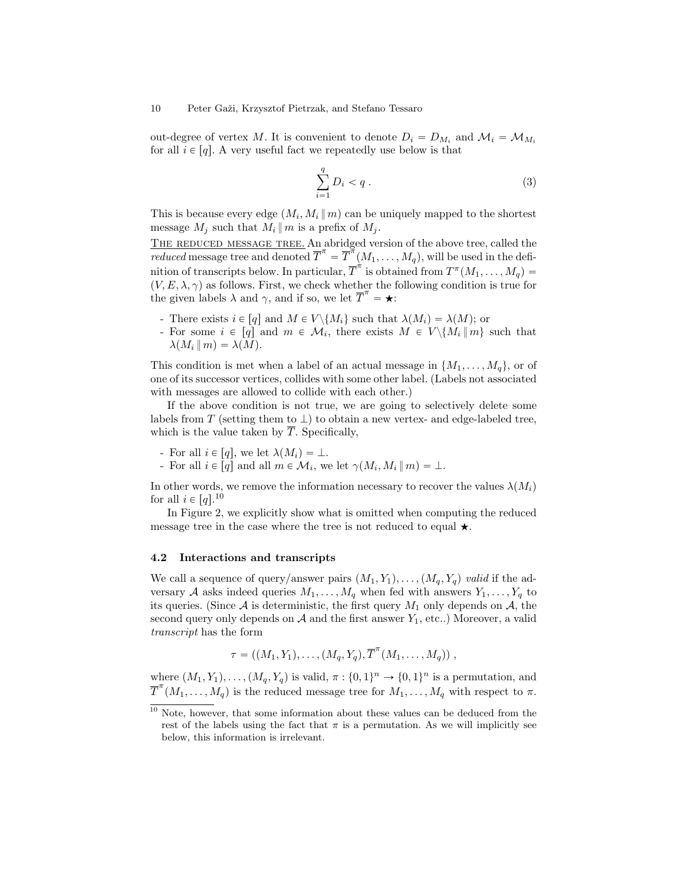out-degree of vertex $M$. It is convenient to denote $D_i = D_{M_i}$ and $\mathcal{M}_i = \mathcal{M}_{M_i}$ for all $i \in [q]$. A very useful fact we repeatedly use below is that

$$\sum_{i=1}^{q} D_i < q \,. \tag{3}$$

This is because every edge $(M_i, M_i \,\|\, m)$ can be uniquely mapped to the shortest message $M_j$ such that $M_i \,\|\, m$ is a prefix of $M_j$.

<u>THE REDUCED MESSAGE TREE.</u> An abridged version of the above tree, called the *reduced* message tree and denoted $\overline{T}^{\pi} = \overline{T}^{\pi}(M_1, \ldots, M_q)$, will be used in the definition of transcripts below. In particular, $\overline{T}^{\pi}$ is obtained from $T^{\pi}(M_1, \ldots, M_q) = (V, E, \lambda, \gamma)$ as follows. First, we check whether the following condition is true for the given labels $\lambda$ and $\gamma$, and if so, we let $\overline{T}^{\pi} = \bigstar$:

- There exists $i \in [q]$ and $M \in V \backslash \{M_i\}$ such that $\lambda(M_i) = \lambda(M)$; or
- For some $i \in [q]$ and $m \in \mathcal{M}_i$, there exists $M \in V \backslash \{M_i \,\|\, m\}$ such that $\lambda(M_i \,\|\, m) = \lambda(M)$.

This condition is met when a label of an actual message in $\{M_1, \ldots, M_q\}$, or of one of its successor vertices, collides with some other label. (Labels not associated with messages are allowed to collide with each other.)

If the above condition is not true, we are going to selectively delete some labels from $T$ (setting them to $\perp$) to obtain a new vertex- and edge-labeled tree, which is the value taken by $\overline{T}$. Specifically,

- For all $i \in [q]$, we let $\lambda(M_i) = \perp$.
- For all $i \in [q]$ and all $m \in \mathcal{M}_i$, we let $\gamma(M_i, M_i \,\|\, m) = \perp$.

In other words, we remove the information necessary to recover the values $\lambda(M_i)$ for all $i \in [q]$.[10]

In Figure 2, we explicitly show what is omitted when computing the reduced message tree in the case where the tree is not reduced to equal $\bigstar$.

### 4.2 Interactions and transcripts

We call a sequence of query/answer pairs $(M_1, Y_1), \ldots, (M_q, Y_q)$ *valid* if the adversary $\mathcal{A}$ asks indeed queries $M_1, \ldots, M_q$ when fed with answers $Y_1, \ldots, Y_q$ to its queries. (Since $\mathcal{A}$ is deterministic, the first query $M_1$ only depends on $\mathcal{A}$, the second query only depends on $\mathcal{A}$ and the first answer $Y_1$, etc..) Moreover, a valid *transcript* has the form

$$\tau = ((M_1, Y_1), \ldots, (M_q, Y_q), \overline{T}^{\pi}(M_1, \ldots, M_q)) \,,$$

where $(M_1, Y_1), \ldots, (M_q, Y_q)$ is valid, $\pi : \{0,1\}^n \to \{0,1\}^n$ is a permutation, and $\overline{T}^{\pi}(M_1, \ldots, M_q)$ is the reduced message tree for $M_1, \ldots, M_q$ with respect to $\pi$.

[10] Note, however, that some information about these values can be deduced from the rest of the labels using the fact that $\pi$ is a permutation. As we will implicitly see below, this information is irrelevant.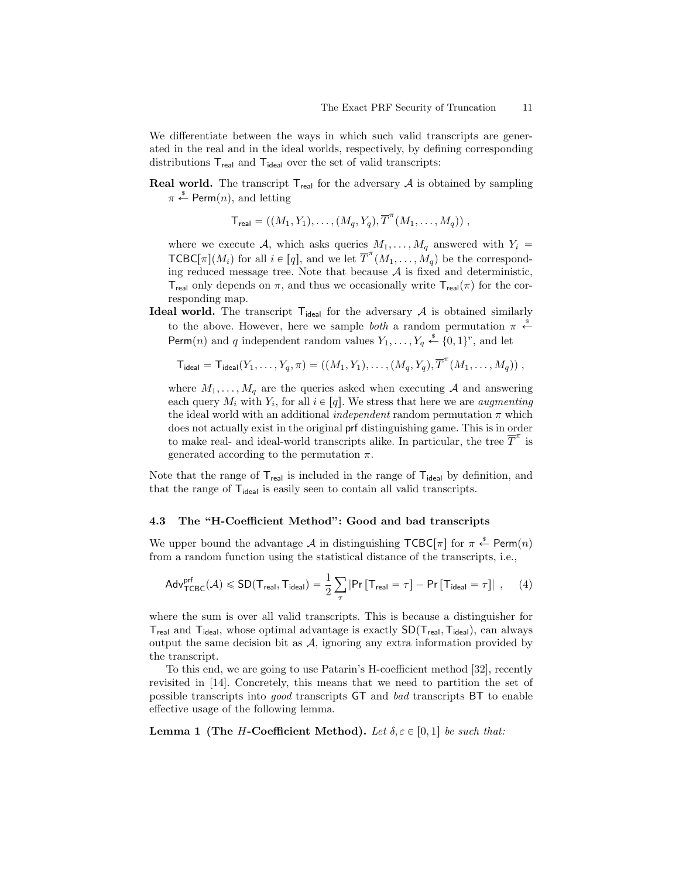We differentiate between the ways in which such valid transcripts are generated in the real and in the ideal worlds, respectively, by defining corresponding distributions $\mathsf{T}_{\mathsf{real}}$ and $\mathsf{T}_{\mathsf{ideal}}$ over the set of valid transcripts:

**Real world.** The transcript $\mathsf{T}_{\mathsf{real}}$ for the adversary $\mathcal{A}$ is obtained by sampling $\pi \xleftarrow{\$} \mathsf{Perm}(n)$, and letting

$$\mathsf{T}_{\mathsf{real}} = ((M_1, Y_1), \ldots, (M_q, Y_q), \overline{T}^{\pi}(M_1, \ldots, M_q)) ,$$

where we execute $\mathcal{A}$, which asks queries $M_1, \ldots, M_q$ answered with $Y_i = \mathsf{TCBC}[\pi](M_i)$ for all $i \in [q]$, and we let $\overline{T}^{\pi}(M_1, \ldots, M_q)$ be the corresponding reduced message tree. Note that because $\mathcal{A}$ is fixed and deterministic, $\mathsf{T}_{\mathsf{real}}$ only depends on $\pi$, and thus we occasionally write $\mathsf{T}_{\mathsf{real}}(\pi)$ for the corresponding map.

**Ideal world.** The transcript $\mathsf{T}_{\mathsf{ideal}}$ for the adversary $\mathcal{A}$ is obtained similarly to the above. However, here we sample *both* a random permutation $\pi \xleftarrow{\$} \mathsf{Perm}(n)$ and $q$ independent random values $Y_1, \ldots, Y_q \xleftarrow{\$} \{0,1\}^r$, and let

$$\mathsf{T}_{\mathsf{ideal}} = \mathsf{T}_{\mathsf{ideal}}(Y_1, \ldots, Y_q, \pi) = ((M_1, Y_1), \ldots, (M_q, Y_q), \overline{T}^{\pi}(M_1, \ldots, M_q)) ,$$

where $M_1, \ldots, M_q$ are the queries asked when executing $\mathcal{A}$ and answering each query $M_i$ with $Y_i$, for all $i \in [q]$. We stress that here we are *augmenting* the ideal world with an additional *independent* random permutation $\pi$ which does not actually exist in the original $\mathsf{prf}$ distinguishing game. This is in order to make real- and ideal-world transcripts alike. In particular, the tree $\overline{T}^{\pi}$ is generated according to the permutation $\pi$.

Note that the range of $\mathsf{T}_{\mathsf{real}}$ is included in the range of $\mathsf{T}_{\mathsf{ideal}}$ by definition, and that the range of $\mathsf{T}_{\mathsf{ideal}}$ is easily seen to contain all valid transcripts.

### 4.3 The "H-Coefficient Method": Good and bad transcripts

We upper bound the advantage $\mathcal{A}$ in distinguishing $\mathsf{TCBC}[\pi]$ for $\pi \xleftarrow{\$} \mathsf{Perm}(n)$ from a random function using the statistical distance of the transcripts, i.e.,

$$\mathsf{Adv}^{\mathsf{prf}}_{\mathsf{TCBC}}(\mathcal{A}) \leqslant \mathsf{SD}(\mathsf{T}_{\mathsf{real}}, \mathsf{T}_{\mathsf{ideal}}) = \frac{1}{2} \sum_{\tau} |\mathsf{Pr}[\mathsf{T}_{\mathsf{real}} = \tau] - \mathsf{Pr}[\mathsf{T}_{\mathsf{ideal}} = \tau]| , \quad (4)$$

where the sum is over all valid transcripts. This is because a distinguisher for $\mathsf{T}_{\mathsf{real}}$ and $\mathsf{T}_{\mathsf{ideal}}$, whose optimal advantage is exactly $\mathsf{SD}(\mathsf{T}_{\mathsf{real}}, \mathsf{T}_{\mathsf{ideal}})$, can always output the same decision bit as $\mathcal{A}$, ignoring any extra information provided by the transcript.

To this end, we are going to use Patarin's H-coefficient method [32], recently revisited in [14]. Concretely, this means that we need to partition the set of possible transcripts into *good* transcripts $\mathsf{GT}$ and *bad* transcripts $\mathsf{BT}$ to enable effective usage of the following lemma.

**Lemma 1 (The $H$-Coefficient Method).** *Let $\delta, \varepsilon \in [0, 1]$ be such that:*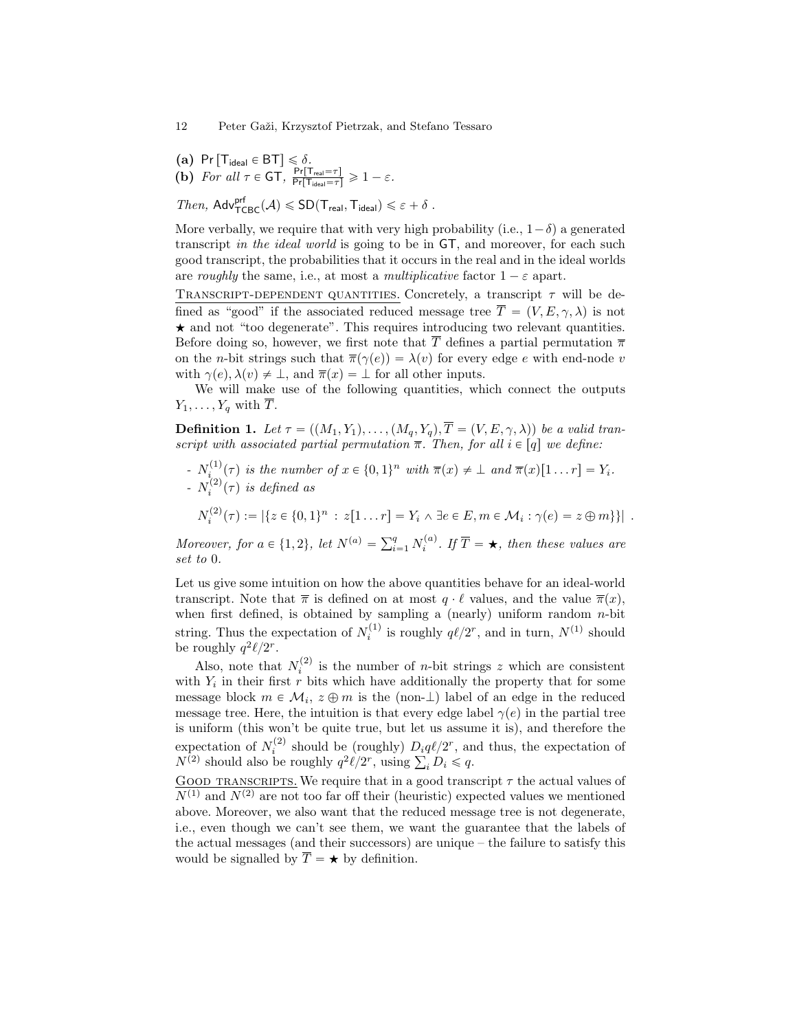**(a)** $\Pr[\mathsf{T}_{\mathsf{ideal}} \in \mathsf{BT}] \leqslant \delta$.
**(b)** *For all* $\tau \in \mathsf{GT}$, $\frac{\Pr[\mathsf{T}_{\mathsf{real}}=\tau]}{\Pr[\mathsf{T}_{\mathsf{ideal}}=\tau]} \geqslant 1 - \varepsilon$.

*Then,* $\mathsf{Adv}^{\mathsf{prf}}_{\mathsf{TCBC}}(\mathcal{A}) \leqslant \mathsf{SD}(\mathsf{T}_{\mathsf{real}}, \mathsf{T}_{\mathsf{ideal}}) \leqslant \varepsilon + \delta$ *.*

More verbally, we require that with very high probability (i.e., $1-\delta$) a generated transcript *in the ideal world* is going to be in $\mathsf{GT}$, and moreover, for each such good transcript, the probabilities that it occurs in the real and in the ideal worlds are *roughly* the same, i.e., at most a *multiplicative* factor $1-\varepsilon$ apart.

TRANSCRIPT-DEPENDENT QUANTITIES. Concretely, a transcript $\tau$ will be defined as "good" if the associated reduced message tree $\overline{T} = (V, E, \gamma, \lambda)$ is not $\star$ and not "too degenerate". This requires introducing two relevant quantities. Before doing so, however, we first note that $\overline{T}$ defines a partial permutation $\overline{\pi}$ on the $n$-bit strings such that $\overline{\pi}(\gamma(e)) = \lambda(v)$ for every edge $e$ with end-node $v$ with $\gamma(e), \lambda(v) \neq \perp$, and $\overline{\pi}(x) = \perp$ for all other inputs.

We will make use of the following quantities, which connect the outputs $Y_1, \ldots, Y_q$ with $\overline{T}$.

**Definition 1.** *Let* $\tau = ((M_1, Y_1), \ldots, (M_q, Y_q), \overline{T} = (V, E, \gamma, \lambda))$ *be a valid transcript with associated partial permutation* $\overline{\pi}$*. Then, for all* $i \in [q]$ *we define:*

- $N_i^{(1)}(\tau)$ *is the number of* $x \in \{0,1\}^n$ *with* $\overline{\pi}(x) \neq \perp$ *and* $\overline{\pi}(x)[1 \ldots r] = Y_i$.
- $N_i^{(2)}(\tau)$ *is defined as*

$$N_i^{(2)}(\tau) := |\{z \in \{0,1\}^n \,:\, z[1 \ldots r] = Y_i \wedge \exists e \in E, m \in \mathcal{M}_i : \gamma(e) = z \oplus m\}| \;.$$

*Moreover, for* $a \in \{1,2\}$*, let* $N^{(a)} = \sum_{i=1}^{q} N_i^{(a)}$*. If* $\overline{T} = \star$*, then these values are set to* $0$.

Let us give some intuition on how the above quantities behave for an ideal-world transcript. Note that $\overline{\pi}$ is defined on at most $q \cdot \ell$ values, and the value $\overline{\pi}(x)$, when first defined, is obtained by sampling a (nearly) uniform random $n$-bit string. Thus the expectation of $N_i^{(1)}$ is roughly $q\ell/2^r$, and in turn, $N^{(1)}$ should be roughly $q^2\ell/2^r$.

Also, note that $N_i^{(2)}$ is the number of $n$-bit strings $z$ which are consistent with $Y_i$ in their first $r$ bits which have additionally the property that for some message block $m \in \mathcal{M}_i$, $z \oplus m$ is the (non-$\perp$) label of an edge in the reduced message tree. Here, the intuition is that every edge label $\gamma(e)$ in the partial tree is uniform (this won't be quite true, but let us assume it is), and therefore the expectation of $N_i^{(2)}$ should be (roughly) $D_i q\ell/2^r$, and thus, the expectation of $N^{(2)}$ should also be roughly $q^2\ell/2^r$, using $\sum_i D_i \leqslant q$.

GOOD TRANSCRIPTS. We require that in a good transcript $\tau$ the actual values of $N^{(1)}$ and $N^{(2)}$ are not too far off their (heuristic) expected values we mentioned above. Moreover, we also want that the reduced message tree is not degenerate, i.e., even though we can't see them, we want the guarantee that the labels of the actual messages (and their successors) are unique – the failure to satisfy this would be signalled by $\overline{T} = \star$ by definition.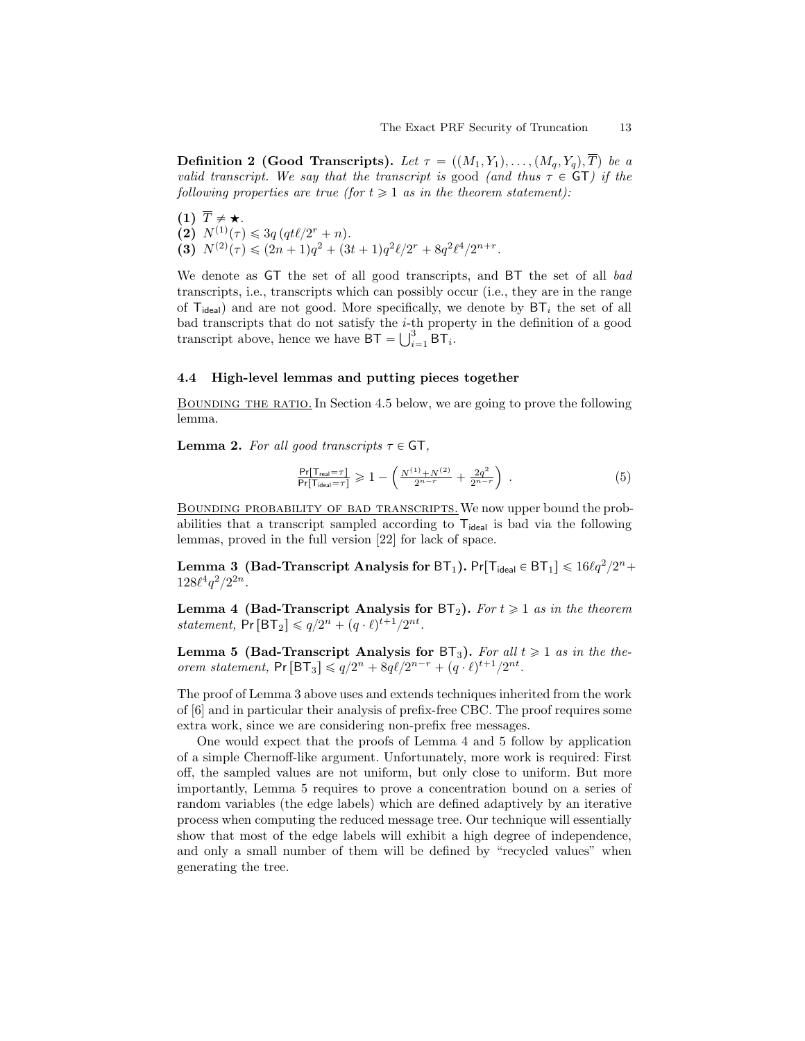**Definition 2 (Good Transcripts).** *Let $\tau = ((M_1, Y_1), \ldots, (M_q, Y_q), \overline{T})$ be a valid transcript. We say that the transcript is* good *(and thus $\tau \in \mathsf{GT}$) if the following properties are true (for $t \geqslant 1$ as in the theorem statement):*

**(1)** $\overline{T} \neq \star$.
**(2)** $N^{(1)}(\tau) \leqslant 3q\,(qt\ell/2^r + n)$.
**(3)** $N^{(2)}(\tau) \leqslant (2n+1)q^2 + (3t+1)q^2\ell/2^r + 8q^2\ell^4/2^{n+r}$.

We denote as $\mathsf{GT}$ the set of all good transcripts, and $\mathsf{BT}$ the set of all *bad* transcripts, i.e., transcripts which can possibly occur (i.e., they are in the range of $\mathsf{T}_{\mathsf{ideal}}$) and are not good. More specifically, we denote by $\mathsf{BT}_i$ the set of all bad transcripts that do not satisfy the $i$-th property in the definition of a good transcript above, hence we have $\mathsf{BT} = \bigcup_{i=1}^{3} \mathsf{BT}_i$.

### 4.4 High-level lemmas and putting pieces together

<u>Bounding the ratio.</u> In Section 4.5 below, we are going to prove the following lemma.

**Lemma 2.** *For all good transcripts $\tau \in \mathsf{GT}$,*

$$\frac{\Pr[\mathsf{T}_{\mathsf{real}}=\tau]}{\Pr[\mathsf{T}_{\mathsf{ideal}}=\tau]} \geqslant 1 - \left( \frac{N^{(1)}+N^{(2)}}{2^{n-r}} + \frac{2q^2}{2^{n-r}} \right) . \tag{5}$$

<u>Bounding probability of bad transcripts.</u> We now upper bound the probabilities that a transcript sampled according to $\mathsf{T}_{\mathsf{ideal}}$ is bad via the following lemmas, proved in the full version [22] for lack of space.

**Lemma 3 (Bad-Transcript Analysis for $\mathsf{BT}_1$).** $\Pr[\mathsf{T}_{\mathsf{ideal}} \in \mathsf{BT}_1] \leqslant 16\ell q^2/2^n + 128\ell^4 q^2/2^{2n}$.

**Lemma 4 (Bad-Transcript Analysis for $\mathsf{BT}_2$).** *For $t \geqslant 1$ as in the theorem statement,* $\Pr[\mathsf{BT}_2] \leqslant q/2^n + (q \cdot \ell)^{t+1}/2^{nt}$.

**Lemma 5 (Bad-Transcript Analysis for $\mathsf{BT}_3$).** *For all $t \geqslant 1$ as in the theorem statement,* $\Pr[\mathsf{BT}_3] \leqslant q/2^n + 8q\ell/2^{n-r} + (q \cdot \ell)^{t+1}/2^{nt}$.

The proof of Lemma 3 above uses and extends techniques inherited from the work of [6] and in particular their analysis of prefix-free CBC. The proof requires some extra work, since we are considering non-prefix free messages.

One would expect that the proofs of Lemma 4 and 5 follow by application of a simple Chernoff-like argument. Unfortunately, more work is required: First off, the sampled values are not uniform, but only close to uniform. But more importantly, Lemma 5 requires to prove a concentration bound on a series of random variables (the edge labels) which are defined adaptively by an iterative process when computing the reduced message tree. Our technique will essentially show that most of the edge labels will exhibit a high degree of independence, and only a small number of them will be defined by "recycled values" when generating the tree.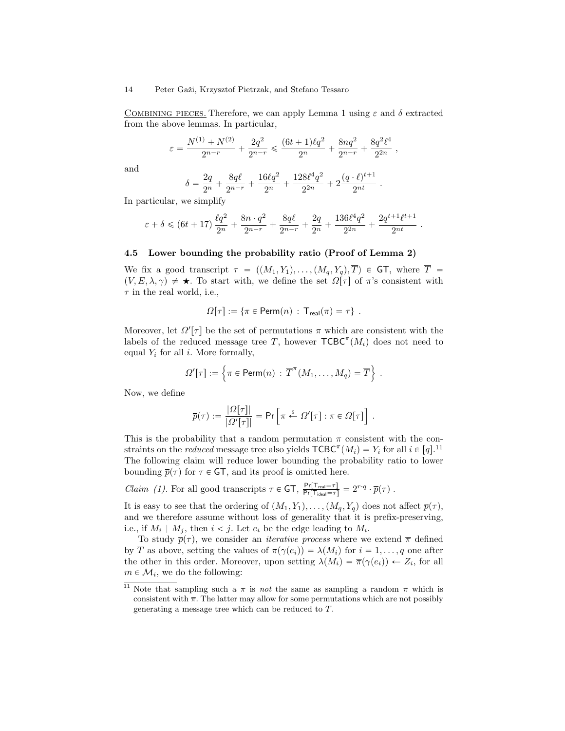<span style="font-variant: small-caps">Combining pieces.</span> Therefore, we can apply Lemma 1 using $\varepsilon$ and $\delta$ extracted from the above lemmas. In particular,

$$\varepsilon = \frac{N^{(1)} + N^{(2)}}{2^{n-r}} + \frac{2q^2}{2^{n-r}} \leqslant \frac{(6t+1)\ell q^2}{2^n} + \frac{8nq^2}{2^{n-r}} + \frac{8q^2\ell^4}{2^{2n}} ,$$

and

$$\delta = \frac{2q}{2^n} + \frac{8q\ell}{2^{n-r}} + \frac{16\ell q^2}{2^n} + \frac{128\ell^4 q^2}{2^{2n}} + 2\frac{(q \cdot \ell)^{t+1}}{2^{nt}} .$$

In particular, we simplify

$$\varepsilon + \delta \leqslant (6t+17)\,\frac{\ell q^2}{2^n} + \frac{8n \cdot q^2}{2^{n-r}} + \frac{8q\ell}{2^{n-r}} + \frac{2q}{2^n} + \frac{136\ell^4 q^2}{2^{2n}} + \frac{2q^{t+1}\ell^{t+1}}{2^{nt}} .$$

### 4.5 Lower bounding the probability ratio (Proof of Lemma 2)

We fix a good transcript $\tau = ((M_1, Y_1), \ldots, (M_q, Y_q), \overline{T}) \in \mathsf{GT}$, where $\overline{T} = (V, E, \lambda, \gamma) \neq \star$. To start with, we define the set $\Omega[\tau]$ of $\pi$'s consistent with $\tau$ in the real world, i.e.,

$$\Omega[\tau] := \{\pi \in \mathsf{Perm}(n) \,:\, \mathsf{T}_{\mathsf{real}}(\pi) = \tau\} .$$

Moreover, let $\Omega'[\tau]$ be the set of permutations $\pi$ which are consistent with the labels of the reduced message tree $\overline{T}$, however $\mathsf{TCBC}^{\pi}(M_i)$ does not need to equal $Y_i$ for all $i$. More formally,

$$\Omega'[\tau] := \left\{\pi \in \mathsf{Perm}(n) \,:\, \overline{T}^{\pi}(M_1, \ldots, M_q) = \overline{T}\right\} .$$

Now, we define

$$\overline{p}(\tau) := \frac{|\Omega[\tau]|}{|\Omega'[\tau]|} = \Pr\left[\pi \xleftarrow{\$} \Omega'[\tau] : \pi \in \Omega[\tau]\right] .$$

This is the probability that a random permutation $\pi$ consistent with the constraints on the *reduced* message tree also yields $\mathsf{TCBC}^{\pi}(M_i) = Y_i$ for all $i \in [q]$.[11] The following claim will reduce lower bounding the probability ratio to lower bounding $\overline{p}(\tau)$ for $\tau \in \mathsf{GT}$, and its proof is omitted here.

*Claim (1).* For all good transcripts $\tau \in \mathsf{GT}$, $\frac{\Pr[\mathsf{T}_{\mathsf{real}} = \tau]}{\Pr[\mathsf{T}_{\mathsf{ideal}} = \tau]} = 2^{r \cdot q} \cdot \overline{p}(\tau)$ .

It is easy to see that the ordering of $(M_1, Y_1), \ldots, (M_q, Y_q)$ does not affect $\overline{p}(\tau)$, and we therefore assume without loss of generality that it is prefix-preserving, i.e., if $M_i \mid M_j$, then $i < j$. Let $e_i$ be the edge leading to $M_i$.

To study $\overline{p}(\tau)$, we consider an *iterative process* where we extend $\overline{\pi}$ defined by $\overline{T}$ as above, setting the values of $\overline{\pi}(\gamma(e_i)) = \lambda(M_i)$ for $i = 1, \ldots, q$ one after the other in this order. Moreover, upon setting $\lambda(M_i) = \overline{\pi}(\gamma(e_i)) \leftarrow Z_i$, for all $m \in \mathcal{M}_i$, we do the following:

[11] Note that sampling such a $\pi$ is *not* the same as sampling a random $\pi$ which is consistent with $\overline{\pi}$. The latter may allow for some permutations which are not possibly generating a message tree which can be reduced to $\overline{T}$.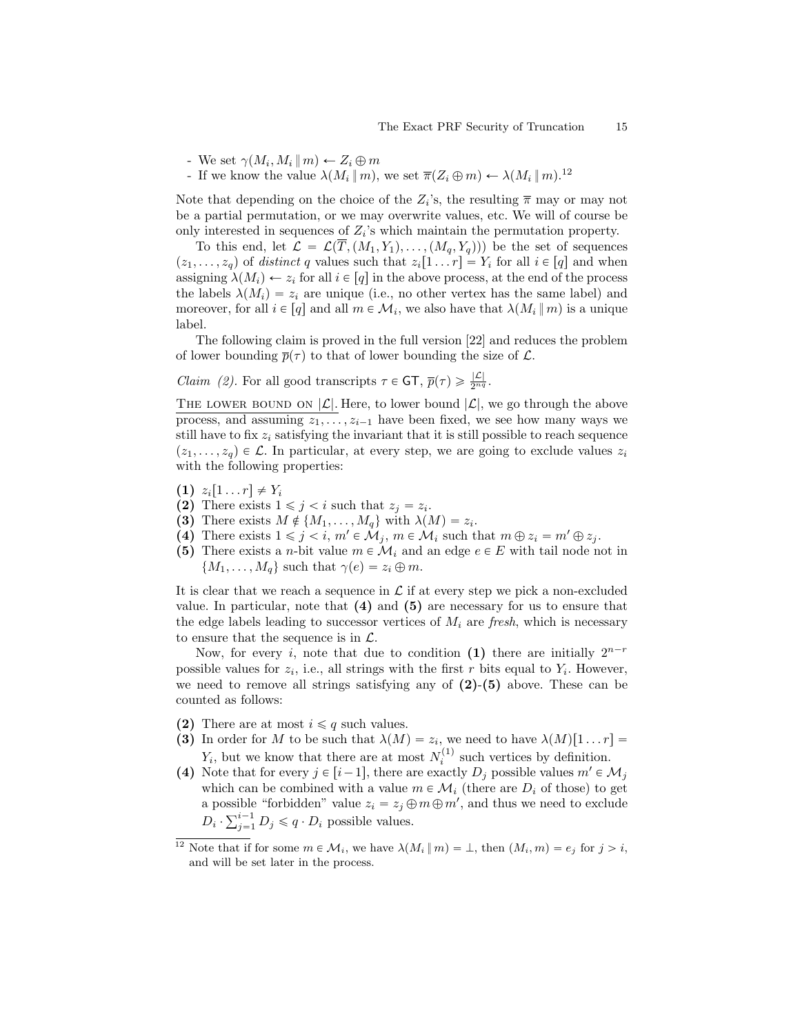- We set $\gamma(M_i, M_i \,\|\, m) \leftarrow Z_i \oplus m$
- If we know the value $\lambda(M_i \,\|\, m)$, we set $\overline{\pi}(Z_i \oplus m) \leftarrow \lambda(M_i \,\|\, m)$.[12]

Note that depending on the choice of the $Z_i$'s, the resulting $\overline{\pi}$ may or may not be a partial permutation, or we may overwrite values, etc. We will of course be only interested in sequences of $Z_i$'s which maintain the permutation property.

To this end, let $\mathcal{L} = \mathcal{L}(\overline{T}, (M_1, Y_1), \ldots, (M_q, Y_q)))$ be the set of sequences $(z_1, \ldots, z_q)$ of *distinct* $q$ values such that $z_i[1 \ldots r] = Y_i$ for all $i \in [q]$ and when assigning $\lambda(M_i) \leftarrow z_i$ for all $i \in [q]$ in the above process, at the end of the process the labels $\lambda(M_i) = z_i$ are unique (i.e., no other vertex has the same label) and moreover, for all $i \in [q]$ and all $m \in \mathcal{M}_i$, we also have that $\lambda(M_i \,\|\, m)$ is a unique label.

The following claim is proved in the full version [22] and reduces the problem of lower bounding $\overline{p}(\tau)$ to that of lower bounding the size of $\mathcal{L}$.

*Claim (2).* For all good transcripts $\tau \in \mathsf{GT}$, $\overline{p}(\tau) \geqslant \frac{|\mathcal{L}|}{2^{nq}}$.

<u>THE LOWER BOUND ON $|\mathcal{L}|$.</u> Here, to lower bound $|\mathcal{L}|$, we go through the above process, and assuming $z_1, \ldots, z_{i-1}$ have been fixed, we see how many ways we still have to fix $z_i$ satisfying the invariant that it is still possible to reach sequence $(z_1, \ldots, z_q) \in \mathcal{L}$. In particular, at every step, we are going to exclude values $z_i$ with the following properties:

**(1)** $z_i[1 \ldots r] \neq Y_i$
**(2)** There exists $1 \leqslant j < i$ such that $z_j = z_i$.
**(3)** There exists $M \notin \{M_1, \ldots, M_q\}$ with $\lambda(M) = z_i$.
**(4)** There exists $1 \leqslant j < i$, $m' \in \mathcal{M}_j$, $m \in \mathcal{M}_i$ such that $m \oplus z_i = m' \oplus z_j$.
**(5)** There exists a $n$-bit value $m \in \mathcal{M}_i$ and an edge $e \in E$ with tail node not in $\{M_1, \ldots, M_q\}$ such that $\gamma(e) = z_i \oplus m$.

It is clear that we reach a sequence in $\mathcal{L}$ if at every step we pick a non-excluded value. In particular, note that **(4)** and **(5)** are necessary for us to ensure that the edge labels leading to successor vertices of $M_i$ are *fresh*, which is necessary to ensure that the sequence is in $\mathcal{L}$.

Now, for every $i$, note that due to condition **(1)** there are initially $2^{n-r}$ possible values for $z_i$, i.e., all strings with the first $r$ bits equal to $Y_i$. However, we need to remove all strings satisfying any of **(2)**-**(5)** above. These can be counted as follows:

**(2)** There are at most $i \leqslant q$ such values.
**(3)** In order for $M$ to be such that $\lambda(M) = z_i$, we need to have $\lambda(M)[1 \ldots r] = Y_i$, but we know that there are at most $N_i^{(1)}$ such vertices by definition.
**(4)** Note that for every $j \in [i-1]$, there are exactly $D_j$ possible values $m' \in \mathcal{M}_j$ which can be combined with a value $m \in \mathcal{M}_i$ (there are $D_i$ of those) to get a possible "forbidden" value $z_i = z_j \oplus m \oplus m'$, and thus we need to exclude $D_i \cdot \sum_{j=1}^{i-1} D_j \leqslant q \cdot D_i$ possible values.

[12] Note that if for some $m \in \mathcal{M}_i$, we have $\lambda(M_i \,\|\, m) = \perp$, then $(M_i, m) = e_j$ for $j > i$, and will be set later in the process.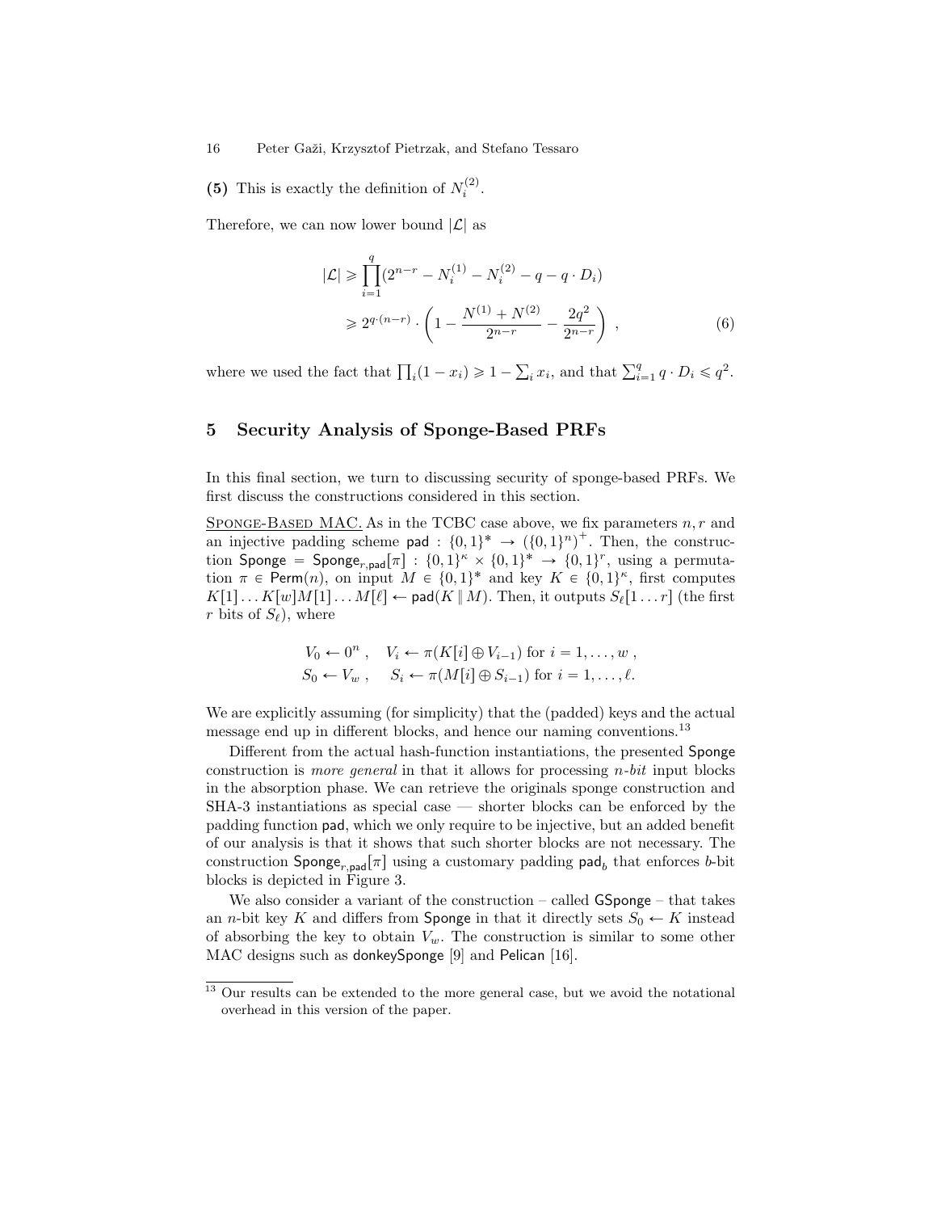**(5)** This is exactly the definition of $N_i^{(2)}$.

Therefore, we can now lower bound $|\mathcal{L}|$ as

$$|\mathcal{L}| \geqslant \prod_{i=1}^{q}(2^{n-r} - N_i^{(1)} - N_i^{(2)} - q - q \cdot D_i)$$
$$\geqslant 2^{q \cdot (n-r)} \cdot \left(1 - \frac{N^{(1)} + N^{(2)}}{2^{n-r}} - \frac{2q^2}{2^{n-r}}\right) \ , \quad (6)$$

where we used the fact that $\prod_i (1 - x_i) \geqslant 1 - \sum_i x_i$, and that $\sum_{i=1}^{q} q \cdot D_i \leqslant q^2$.

## 5 Security Analysis of Sponge-Based PRFs

In this final section, we turn to discussing security of sponge-based PRFs. We first discuss the constructions considered in this section.

SPONGE-BASED MAC. As in the TCBC case above, we fix parameters $n, r$ and an injective padding scheme $\mathsf{pad} : \{0,1\}^* \to (\{0,1\}^n)^+$. Then, the construction $\mathsf{Sponge} = \mathsf{Sponge}_{r,\mathsf{pad}}[\pi] : \{0,1\}^\kappa \times \{0,1\}^* \to \{0,1\}^r$, using a permutation $\pi \in \mathsf{Perm}(n)$, on input $M \in \{0,1\}^*$ and key $K \in \{0,1\}^\kappa$, first computes $K[1] \ldots K[w] M[1] \ldots M[\ell] \leftarrow \mathsf{pad}(K \,\|\, M)$. Then, it outputs $S_\ell[1 \ldots r]$ (the first $r$ bits of $S_\ell$), where

$$V_0 \leftarrow 0^n \ , \quad V_i \leftarrow \pi(K[i] \oplus V_{i-1}) \text{ for } i = 1, \ldots, w \ ,$$
$$S_0 \leftarrow V_w \ , \quad S_i \leftarrow \pi(M[i] \oplus S_{i-1}) \text{ for } i = 1, \ldots, \ell.$$

We are explicitly assuming (for simplicity) that the (padded) keys and the actual message end up in different blocks, and hence our naming conventions.[13]

Different from the actual hash-function instantiations, the presented $\mathsf{Sponge}$ construction is *more general* in that it allows for processing *n-bit* input blocks in the absorption phase. We can retrieve the originals sponge construction and SHA-3 instantiations as special case — shorter blocks can be enforced by the padding function $\mathsf{pad}$, which we only require to be injective, but an added benefit of our analysis is that it shows that such shorter blocks are not necessary. The construction $\mathsf{Sponge}_{r,\mathsf{pad}}[\pi]$ using a customary padding $\mathsf{pad}_b$ that enforces $b$-bit blocks is depicted in Figure 3.

We also consider a variant of the construction – called $\mathsf{GSponge}$ – that takes an $n$-bit key $K$ and differs from $\mathsf{Sponge}$ in that it directly sets $S_0 \leftarrow K$ instead of absorbing the key to obtain $V_w$. The construction is similar to some other MAC designs such as $\mathsf{donkeySponge}$ [9] and $\mathsf{Pelican}$ [16].

[13] Our results can be extended to the more general case, but we avoid the notational overhead in this version of the paper.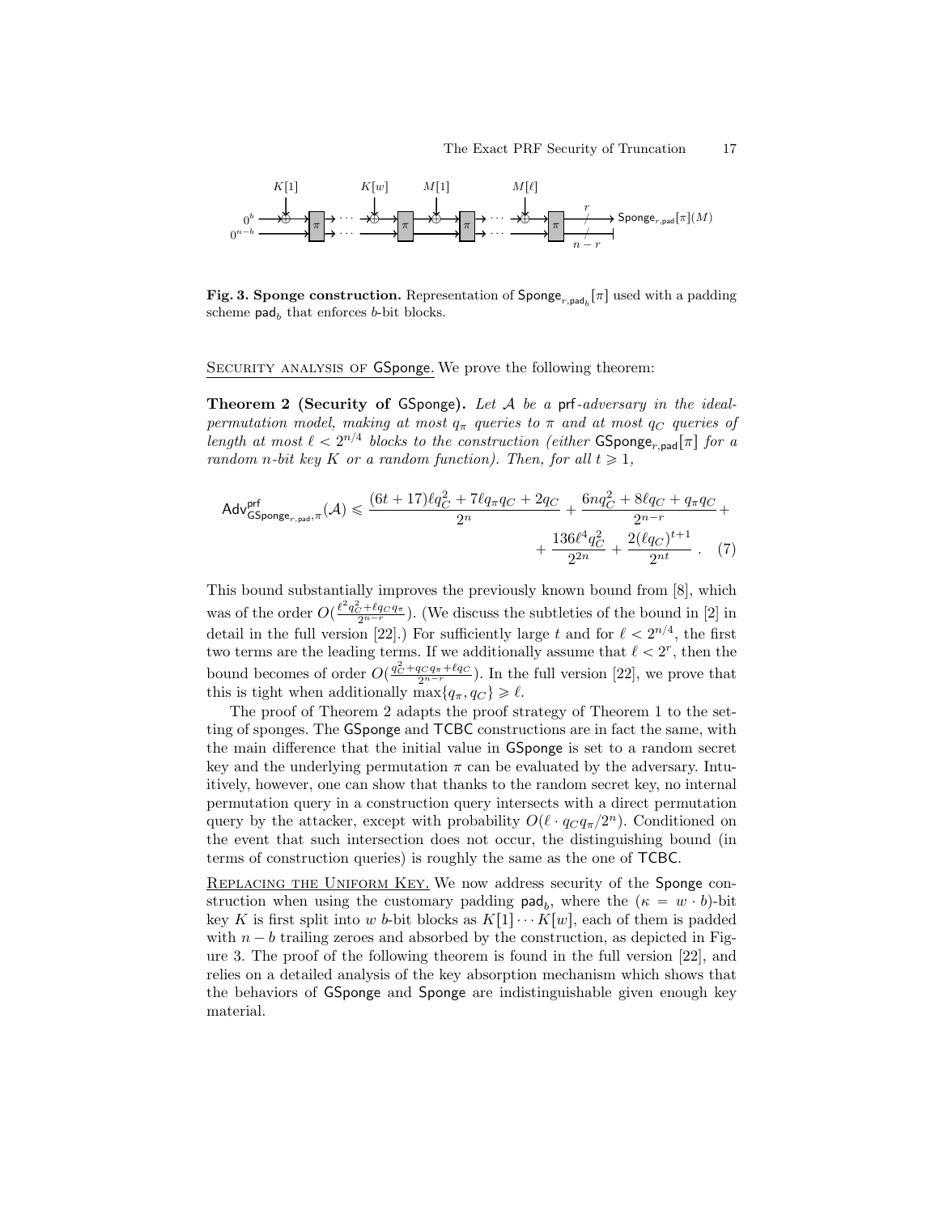**Fig. 3. Sponge construction.** Representation of $\mathsf{Sponge}_{r,\mathsf{pad}_b}[\pi]$ used with a padding scheme $\mathsf{pad}_b$ that enforces $b$-bit blocks.

<u>SECURITY ANALYSIS OF GSponge.</u> We prove the following theorem:

**Theorem 2 (Security of** GSponge**).** *Let $\mathcal{A}$ be a* prf*-adversary in the ideal-permutation model, making at most $q_\pi$ queries to $\pi$ and at most $q_C$ queries of length at most $\ell < 2^{n/4}$ blocks to the construction (either $\mathsf{GSponge}_{r,\mathsf{pad}}[\pi]$ for a random $n$-bit key $K$ or a random function). Then, for all $t \geqslant 1$,*

$$\mathsf{Adv}^{\mathsf{prf}}_{\mathsf{GSponge}_{r,\mathsf{pad}},\pi}(\mathcal{A}) \leqslant \frac{(6t+17)\ell q_C^2 + 7\ell q_\pi q_C + 2q_C}{2^n} + \frac{6nq_C^2 + 8\ell q_C + q_\pi q_C}{2^{n-r}} + \\ + \frac{136\ell^4 q_C^2}{2^{2n}} + \frac{2(\ell q_C)^{t+1}}{2^{nt}} \; . \quad (7)$$

This bound substantially improves the previously known bound from [8], which was of the order $O(\frac{\ell^2 q_C^2 + \ell q_C q_\pi}{2^{n-r}})$. (We discuss the subtleties of the bound in [2] in detail in the full version [22].) For sufficiently large $t$ and for $\ell < 2^{n/4}$, the first two terms are the leading terms. If we additionally assume that $\ell < 2^r$, then the bound becomes of order $O(\frac{q_C^2 + q_C q_\pi + \ell q_C}{2^{n-r}})$. In the full version [22], we prove that this is tight when additionally $\max\{q_\pi, q_C\} \geqslant \ell$.

The proof of Theorem 2 adapts the proof strategy of Theorem 1 to the setting of sponges. The GSponge and TCBC constructions are in fact the same, with the main difference that the initial value in GSponge is set to a random secret key and the underlying permutation $\pi$ can be evaluated by the adversary. Intuitively, however, one can show that thanks to the random secret key, no internal permutation query in a construction query intersects with a direct permutation query by the attacker, except with probability $O(\ell \cdot q_C q_\pi / 2^n)$. Conditioned on the event that such intersection does not occur, the distinguishing bound (in terms of construction queries) is roughly the same as the one of TCBC.

<u>REPLACING THE UNIFORM KEY.</u> We now address security of the Sponge construction when using the customary padding $\mathsf{pad}_b$, where the $(\kappa = w \cdot b)$-bit key $K$ is first split into $w$ $b$-bit blocks as $K[1] \cdots K[w]$, each of them is padded with $n - b$ trailing zeroes and absorbed by the construction, as depicted in Figure 3. The proof of the following theorem is found in the full version [22], and relies on a detailed analysis of the key absorption mechanism which shows that the behaviors of GSponge and Sponge are indistinguishable given enough key material.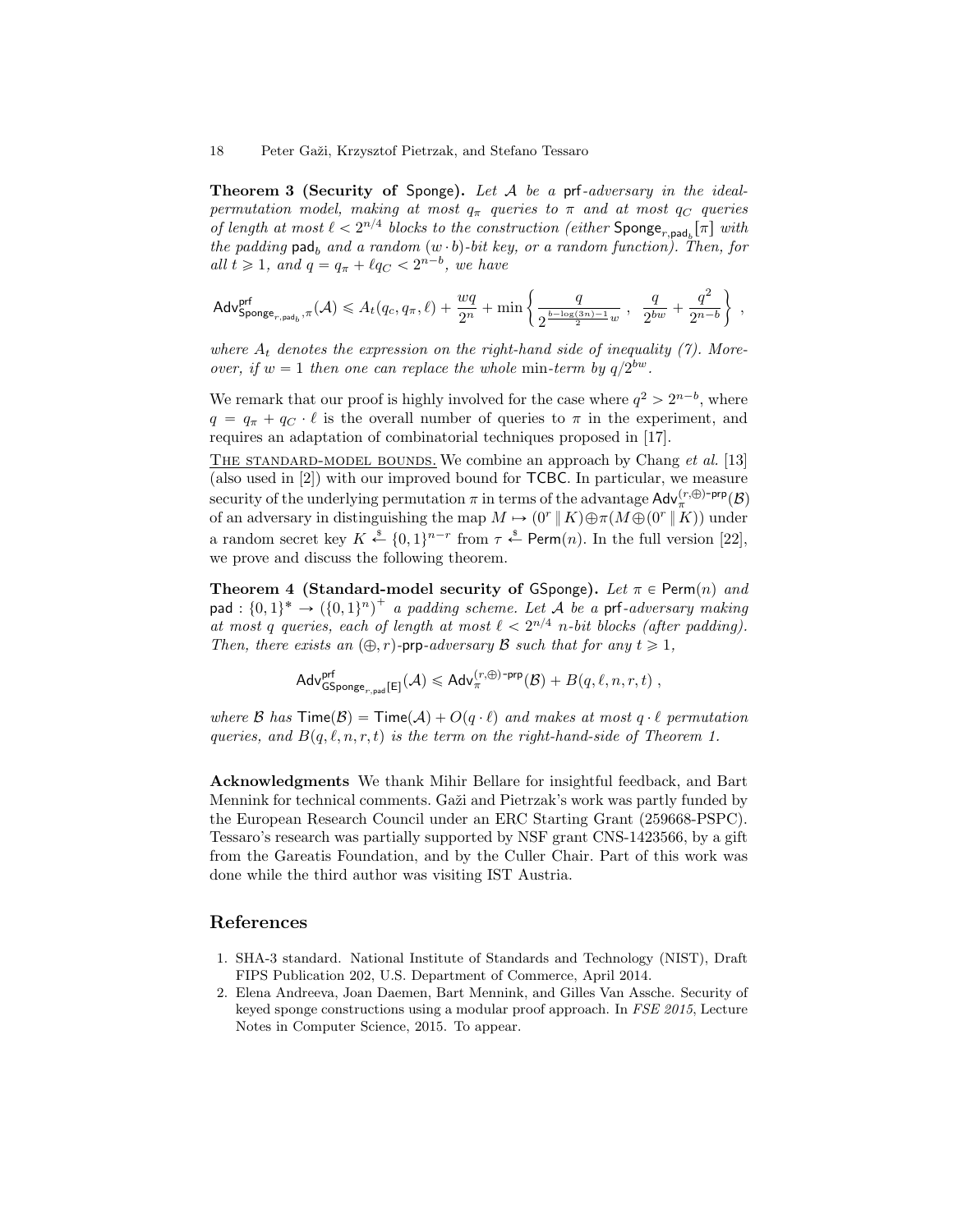**Theorem 3 (Security of Sponge).** *Let $\mathcal{A}$ be a* prf*-adversary in the ideal-permutation model, making at most $q_\pi$ queries to $\pi$ and at most $q_C$ queries of length at most $\ell < 2^{n/4}$ blocks to the construction (either $\mathsf{Sponge}_{r,\mathsf{pad}_b}[\pi]$ with the padding $\mathsf{pad}_b$ and a random $(w \cdot b)$-bit key, or a random function). Then, for all $t \geqslant 1$, and $q = q_\pi + \ell q_C < 2^{n-b}$, we have*

$$\mathsf{Adv}^{\mathsf{prf}}_{\mathsf{Sponge}_{r,\mathsf{pad}_b},\pi}(\mathcal{A}) \leqslant A_t(q_c, q_\pi, \ell) + \frac{wq}{2^n} + \min\left\{ \frac{q}{2^{\frac{b-\log(3n)-1}{2}w}} \ , \ \frac{q}{2^{bw}} + \frac{q^2}{2^{n-b}} \right\} ,$$

*where $A_t$ denotes the expression on the right-hand side of inequality (7). Moreover, if $w = 1$ then one can replace the whole* min*-term by $q/2^{bw}$.*

We remark that our proof is highly involved for the case where $q^2 > 2^{n-b}$, where $q = q_\pi + q_C \cdot \ell$ is the overall number of queries to $\pi$ in the experiment, and requires an adaptation of combinatorial techniques proposed in [17].

THE STANDARD-MODEL BOUNDS. We combine an approach by Chang *et al.* [13] (also used in [2]) with our improved bound for TCBC. In particular, we measure security of the underlying permutation $\pi$ in terms of the advantage $\mathsf{Adv}^{(r,\oplus)\text{-}\mathsf{prp}}_{\pi}(\mathcal{B})$ of an adversary in distinguishing the map $M \mapsto (0^r \,\|\, K) \oplus \pi(M \oplus (0^r \,\|\, K))$ under a random secret key $K \xleftarrow{\$} \{0,1\}^{n-r}$ from $\tau \xleftarrow{\$} \mathsf{Perm}(n)$. In the full version [22], we prove and discuss the following theorem.

**Theorem 4 (Standard-model security of GSponge).** *Let $\pi \in \mathsf{Perm}(n)$ and $\mathsf{pad} : \{0,1\}^* \to (\{0,1\}^n)^+$ a padding scheme. Let $\mathcal{A}$ be a* prf*-adversary making at most $q$ queries, each of length at most $\ell < 2^{n/4}$ $n$-bit blocks (after padding). Then, there exists an $(\oplus, r)$-*prp*-adversary $\mathcal{B}$ such that for any $t \geqslant 1$,*

$$\mathsf{Adv}^{\mathsf{prf}}_{\mathsf{GSponge}_{r,\mathsf{pad}}[\mathsf{E}]}(\mathcal{A}) \leqslant \mathsf{Adv}^{(r,\oplus)\text{-}\mathsf{prp}}_{\pi}(\mathcal{B}) + B(q, \ell, n, r, t) ,$$

*where $\mathcal{B}$ has $\mathsf{Time}(\mathcal{B}) = \mathsf{Time}(\mathcal{A}) + O(q \cdot \ell)$ and makes at most $q \cdot \ell$ permutation queries, and $B(q, \ell, n, r, t)$ is the term on the right-hand-side of Theorem 1.*

**Acknowledgments** We thank Mihir Bellare for insightful feedback, and Bart Mennink for technical comments. Gaži and Pietrzak's work was partly funded by the European Research Council under an ERC Starting Grant (259668-PSPC). Tessaro's research was partially supported by NSF grant CNS-1423566, by a gift from the Gareatis Foundation, and by the Culler Chair. Part of this work was done while the third author was visiting IST Austria.

## References

1. SHA-3 standard. National Institute of Standards and Technology (NIST), Draft FIPS Publication 202, U.S. Department of Commerce, April 2014.
2. Elena Andreeva, Joan Daemen, Bart Mennink, and Gilles Van Assche. Security of keyed sponge constructions using a modular proof approach. In *FSE 2015*, Lecture Notes in Computer Science, 2015. To appear.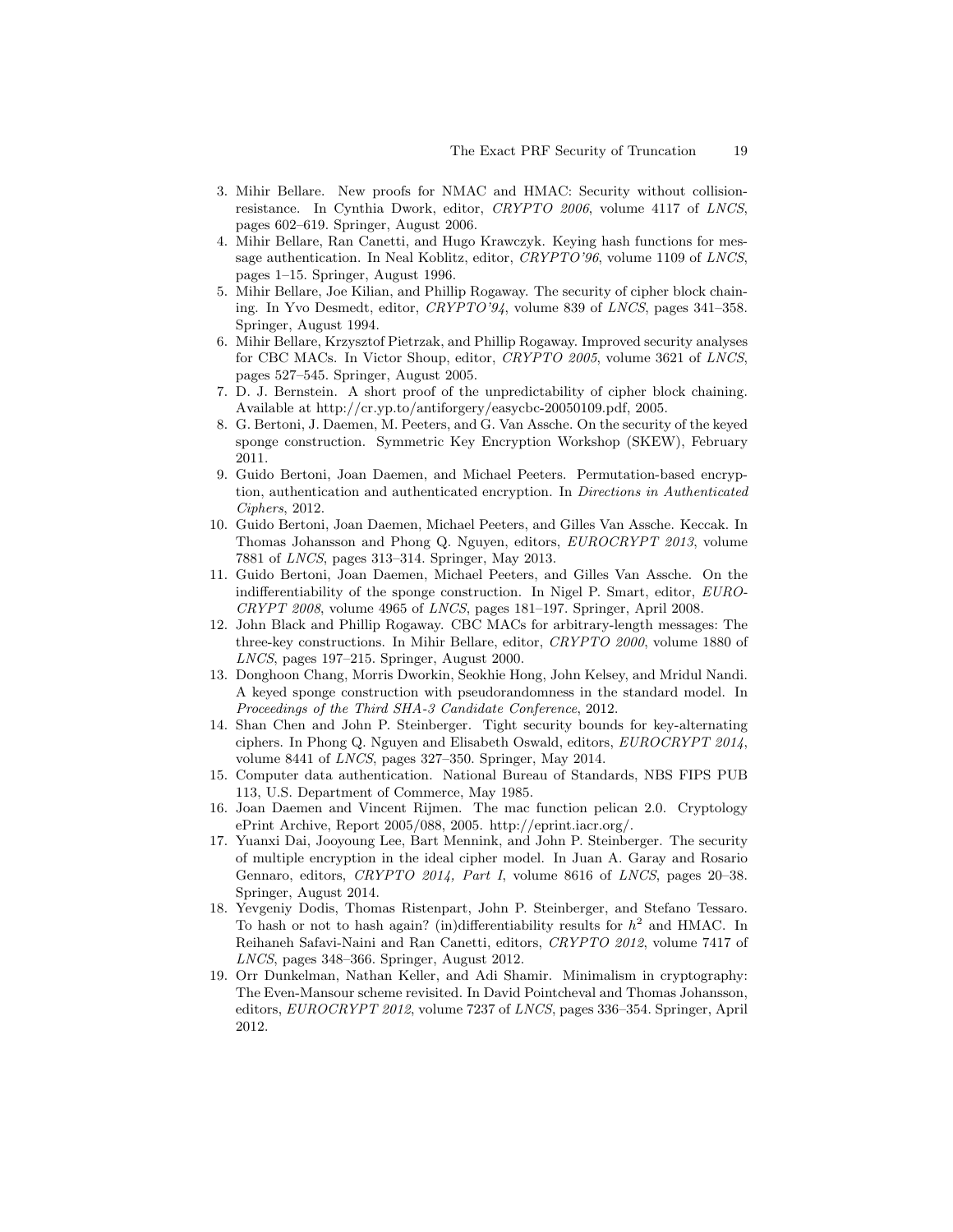3. Mihir Bellare. New proofs for NMAC and HMAC: Security without collision-resistance. In Cynthia Dwork, editor, *CRYPTO 2006*, volume 4117 of *LNCS*, pages 602–619. Springer, August 2006.
4. Mihir Bellare, Ran Canetti, and Hugo Krawczyk. Keying hash functions for message authentication. In Neal Koblitz, editor, *CRYPTO'96*, volume 1109 of *LNCS*, pages 1–15. Springer, August 1996.
5. Mihir Bellare, Joe Kilian, and Phillip Rogaway. The security of cipher block chaining. In Yvo Desmedt, editor, *CRYPTO'94*, volume 839 of *LNCS*, pages 341–358. Springer, August 1994.
6. Mihir Bellare, Krzysztof Pietrzak, and Phillip Rogaway. Improved security analyses for CBC MACs. In Victor Shoup, editor, *CRYPTO 2005*, volume 3621 of *LNCS*, pages 527–545. Springer, August 2005.
7. D. J. Bernstein. A short proof of the unpredictability of cipher block chaining. Available at http://cr.yp.to/antiforgery/easycbc-20050109.pdf, 2005.
8. G. Bertoni, J. Daemen, M. Peeters, and G. Van Assche. On the security of the keyed sponge construction. Symmetric Key Encryption Workshop (SKEW), February 2011.
9. Guido Bertoni, Joan Daemen, and Michael Peeters. Permutation-based encryption, authentication and authenticated encryption. In *Directions in Authenticated Ciphers*, 2012.
10. Guido Bertoni, Joan Daemen, Michael Peeters, and Gilles Van Assche. Keccak. In Thomas Johansson and Phong Q. Nguyen, editors, *EUROCRYPT 2013*, volume 7881 of *LNCS*, pages 313–314. Springer, May 2013.
11. Guido Bertoni, Joan Daemen, Michael Peeters, and Gilles Van Assche. On the indifferentiability of the sponge construction. In Nigel P. Smart, editor, *EUROCRYPT 2008*, volume 4965 of *LNCS*, pages 181–197. Springer, April 2008.
12. John Black and Phillip Rogaway. CBC MACs for arbitrary-length messages: The three-key constructions. In Mihir Bellare, editor, *CRYPTO 2000*, volume 1880 of *LNCS*, pages 197–215. Springer, August 2000.
13. Donghoon Chang, Morris Dworkin, Seokhie Hong, John Kelsey, and Mridul Nandi. A keyed sponge construction with pseudorandomness in the standard model. In *Proceedings of the Third SHA-3 Candidate Conference*, 2012.
14. Shan Chen and John P. Steinberger. Tight security bounds for key-alternating ciphers. In Phong Q. Nguyen and Elisabeth Oswald, editors, *EUROCRYPT 2014*, volume 8441 of *LNCS*, pages 327–350. Springer, May 2014.
15. Computer data authentication. National Bureau of Standards, NBS FIPS PUB 113, U.S. Department of Commerce, May 1985.
16. Joan Daemen and Vincent Rijmen. The mac function pelican 2.0. Cryptology ePrint Archive, Report 2005/088, 2005. http://eprint.iacr.org/.
17. Yuanxi Dai, Jooyoung Lee, Bart Mennink, and John P. Steinberger. The security of multiple encryption in the ideal cipher model. In Juan A. Garay and Rosario Gennaro, editors, *CRYPTO 2014, Part I*, volume 8616 of *LNCS*, pages 20–38. Springer, August 2014.
18. Yevgeniy Dodis, Thomas Ristenpart, John P. Steinberger, and Stefano Tessaro. To hash or not to hash again? (in)differentiability results for $h^2$ and HMAC. In Reihaneh Safavi-Naini and Ran Canetti, editors, *CRYPTO 2012*, volume 7417 of *LNCS*, pages 348–366. Springer, August 2012.
19. Orr Dunkelman, Nathan Keller, and Adi Shamir. Minimalism in cryptography: The Even-Mansour scheme revisited. In David Pointcheval and Thomas Johansson, editors, *EUROCRYPT 2012*, volume 7237 of *LNCS*, pages 336–354. Springer, April 2012.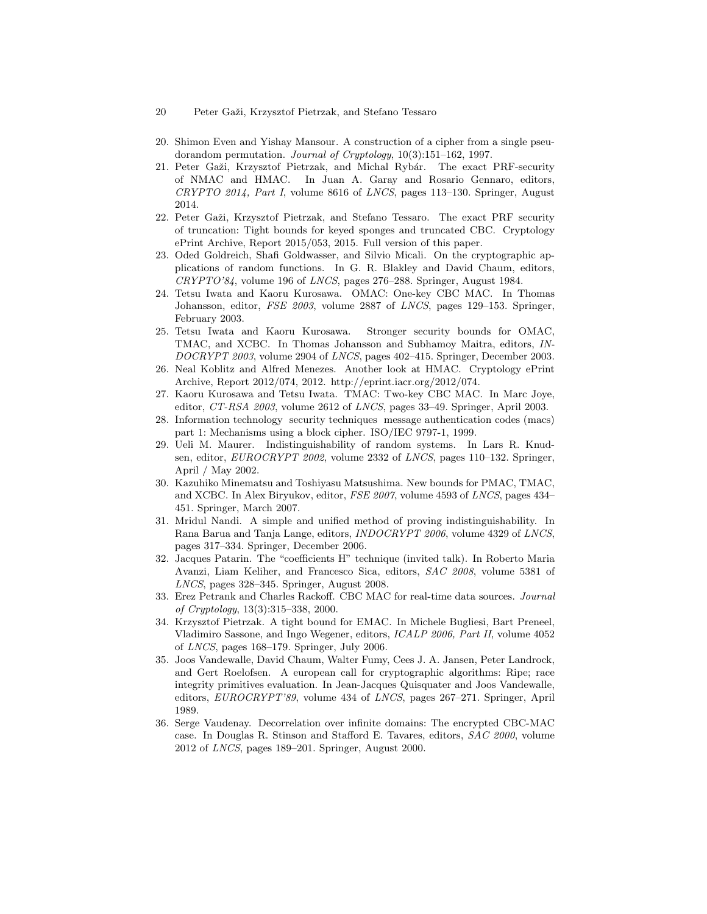20. Shimon Even and Yishay Mansour. A construction of a cipher from a single pseudorandom permutation. *Journal of Cryptology*, 10(3):151–162, 1997.
21. Peter Gaži, Krzysztof Pietrzak, and Michal Rybár. The exact PRF-security of NMAC and HMAC. In Juan A. Garay and Rosario Gennaro, editors, *CRYPTO 2014, Part I*, volume 8616 of *LNCS*, pages 113–130. Springer, August 2014.
22. Peter Gaži, Krzysztof Pietrzak, and Stefano Tessaro. The exact PRF security of truncation: Tight bounds for keyed sponges and truncated CBC. Cryptology ePrint Archive, Report 2015/053, 2015. Full version of this paper.
23. Oded Goldreich, Shafi Goldwasser, and Silvio Micali. On the cryptographic applications of random functions. In G. R. Blakley and David Chaum, editors, *CRYPTO'84*, volume 196 of *LNCS*, pages 276–288. Springer, August 1984.
24. Tetsu Iwata and Kaoru Kurosawa. OMAC: One-key CBC MAC. In Thomas Johansson, editor, *FSE 2003*, volume 2887 of *LNCS*, pages 129–153. Springer, February 2003.
25. Tetsu Iwata and Kaoru Kurosawa. Stronger security bounds for OMAC, TMAC, and XCBC. In Thomas Johansson and Subhamoy Maitra, editors, *INDOCRYPT 2003*, volume 2904 of *LNCS*, pages 402–415. Springer, December 2003.
26. Neal Koblitz and Alfred Menezes. Another look at HMAC. Cryptology ePrint Archive, Report 2012/074, 2012. http://eprint.iacr.org/2012/074.
27. Kaoru Kurosawa and Tetsu Iwata. TMAC: Two-key CBC MAC. In Marc Joye, editor, *CT-RSA 2003*, volume 2612 of *LNCS*, pages 33–49. Springer, April 2003.
28. Information technology security techniques message authentication codes (macs) part 1: Mechanisms using a block cipher. ISO/IEC 9797-1, 1999.
29. Ueli M. Maurer. Indistinguishability of random systems. In Lars R. Knudsen, editor, *EUROCRYPT 2002*, volume 2332 of *LNCS*, pages 110–132. Springer, April / May 2002.
30. Kazuhiko Minematsu and Toshiyasu Matsushima. New bounds for PMAC, TMAC, and XCBC. In Alex Biryukov, editor, *FSE 2007*, volume 4593 of *LNCS*, pages 434–451. Springer, March 2007.
31. Mridul Nandi. A simple and unified method of proving indistinguishability. In Rana Barua and Tanja Lange, editors, *INDOCRYPT 2006*, volume 4329 of *LNCS*, pages 317–334. Springer, December 2006.
32. Jacques Patarin. The "coefficients H" technique (invited talk). In Roberto Maria Avanzi, Liam Keliher, and Francesco Sica, editors, *SAC 2008*, volume 5381 of *LNCS*, pages 328–345. Springer, August 2008.
33. Erez Petrank and Charles Rackoff. CBC MAC for real-time data sources. *Journal of Cryptology*, 13(3):315–338, 2000.
34. Krzysztof Pietrzak. A tight bound for EMAC. In Michele Bugliesi, Bart Preneel, Vladimiro Sassone, and Ingo Wegener, editors, *ICALP 2006, Part II*, volume 4052 of *LNCS*, pages 168–179. Springer, July 2006.
35. Joos Vandewalle, David Chaum, Walter Fumy, Cees J. A. Jansen, Peter Landrock, and Gert Roelofsen. A european call for cryptographic algorithms: Ripe; race integrity primitives evaluation. In Jean-Jacques Quisquater and Joos Vandewalle, editors, *EUROCRYPT'89*, volume 434 of *LNCS*, pages 267–271. Springer, April 1989.
36. Serge Vaudenay. Decorrelation over infinite domains: The encrypted CBC-MAC case. In Douglas R. Stinson and Stafford E. Tavares, editors, *SAC 2000*, volume 2012 of *LNCS*, pages 189–201. Springer, August 2000.